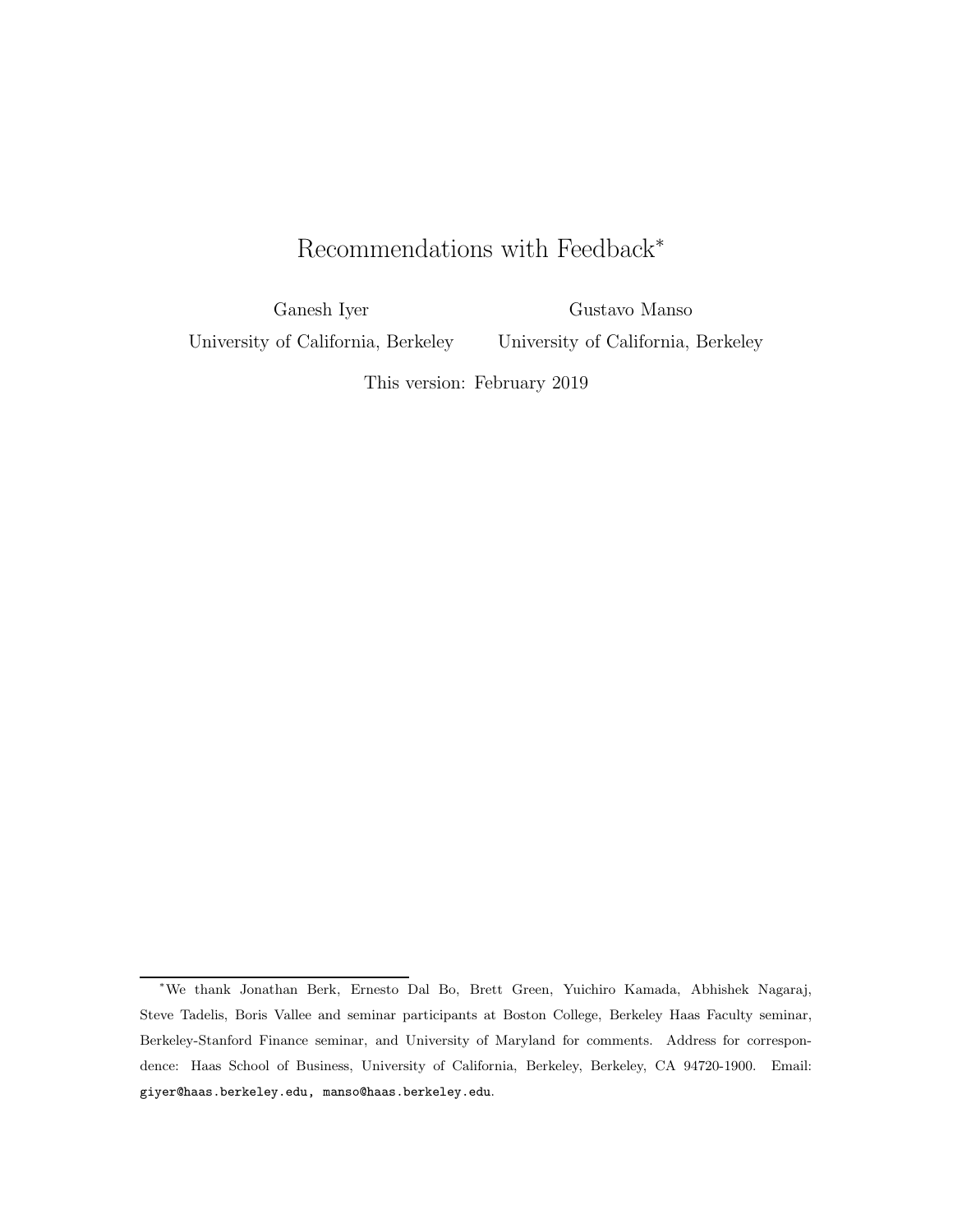# Recommendations with Feedback*

Ganesh Iyer
University of California, Berkeley

Gustavo Manso
University of California, Berkeley

This version: February 2019

---

*We thank Jonathan Berk, Ernesto Dal Bo, Brett Green, Yuichiro Kamada, Abhishek Nagaraj, Steve Tadelis, Boris Vallee and seminar participants at Boston College, Berkeley Haas Faculty seminar, Berkeley-Stanford Finance seminar, and University of Maryland for comments. Address for correspondence: Haas School of Business, University of California, Berkeley, Berkeley, CA 94720-1900. Email: giyer@haas.berkeley.edu, manso@haas.berkeley.edu.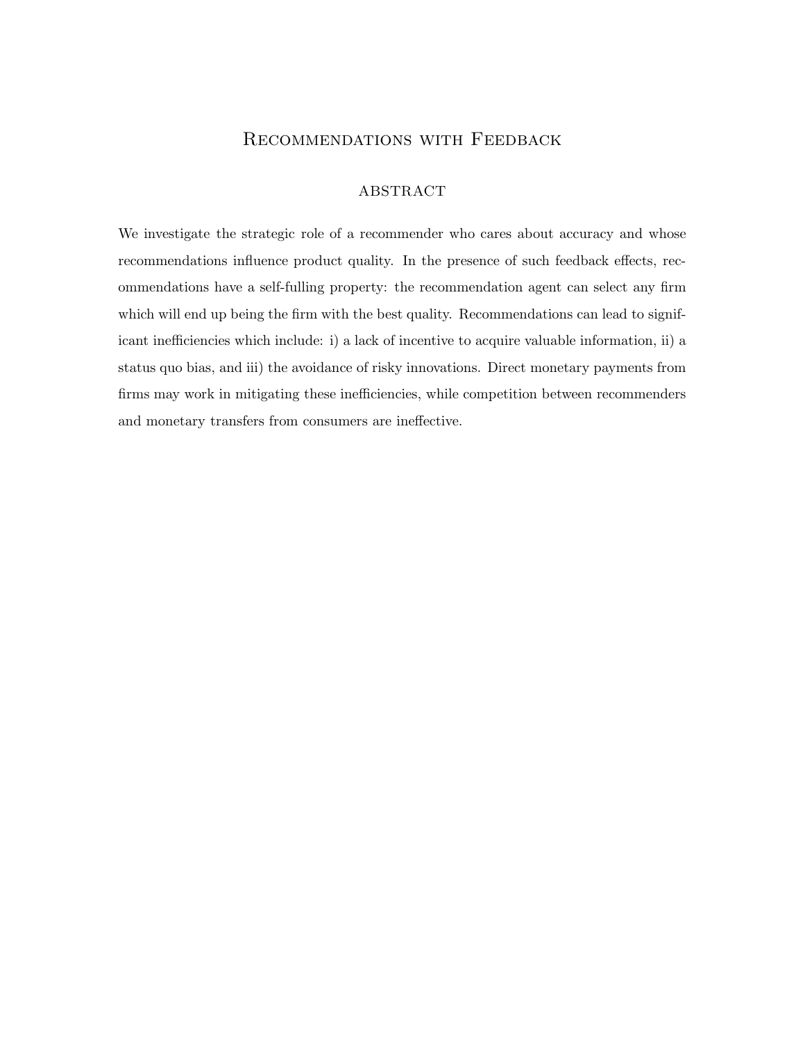# Recommendations with Feedback

## abstract

We investigate the strategic role of a recommender who cares about accuracy and whose recommendations influence product quality. In the presence of such feedback effects, recommendations have a self-fulling property: the recommendation agent can select any firm which will end up being the firm with the best quality. Recommendations can lead to significant inefficiencies which include: i) a lack of incentive to acquire valuable information, ii) a status quo bias, and iii) the avoidance of risky innovations. Direct monetary payments from firms may work in mitigating these inefficiencies, while competition between recommenders and monetary transfers from consumers are ineffective.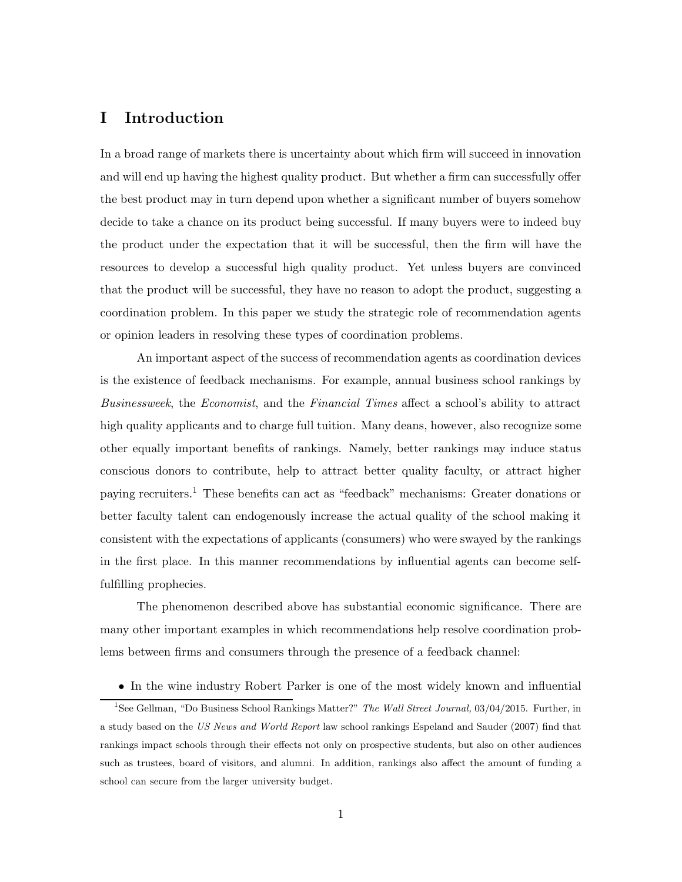# I Introduction

In a broad range of markets there is uncertainty about which firm will succeed in innovation and will end up having the highest quality product. But whether a firm can successfully offer the best product may in turn depend upon whether a significant number of buyers somehow decide to take a chance on its product being successful. If many buyers were to indeed buy the product under the expectation that it will be successful, then the firm will have the resources to develop a successful high quality product. Yet unless buyers are convinced that the product will be successful, they have no reason to adopt the product, suggesting a coordination problem. In this paper we study the strategic role of recommendation agents or opinion leaders in resolving these types of coordination problems.

An important aspect of the success of recommendation agents as coordination devices is the existence of feedback mechanisms. For example, annual business school rankings by *Businessweek*, the *Economist*, and the *Financial Times* affect a school's ability to attract high quality applicants and to charge full tuition. Many deans, however, also recognize some other equally important benefits of rankings. Namely, better rankings may induce status conscious donors to contribute, help to attract better quality faculty, or attract higher paying recruiters.[1] These benefits can act as "feedback" mechanisms: Greater donations or better faculty talent can endogenously increase the actual quality of the school making it consistent with the expectations of applicants (consumers) who were swayed by the rankings in the first place. In this manner recommendations by influential agents can become self-fulfilling prophecies.

The phenomenon described above has substantial economic significance. There are many other important examples in which recommendations help resolve coordination problems between firms and consumers through the presence of a feedback channel:

- In the wine industry Robert Parker is one of the most widely known and influential

[1] See Gellman, "Do Business School Rankings Matter?" *The Wall Street Journal,* 03/04/2015. Further, in a study based on the *US News and World Report* law school rankings Espeland and Sauder (2007) find that rankings impact schools through their effects not only on prospective students, but also on other audiences such as trustees, board of visitors, and alumni. In addition, rankings also affect the amount of funding a school can secure from the larger university budget.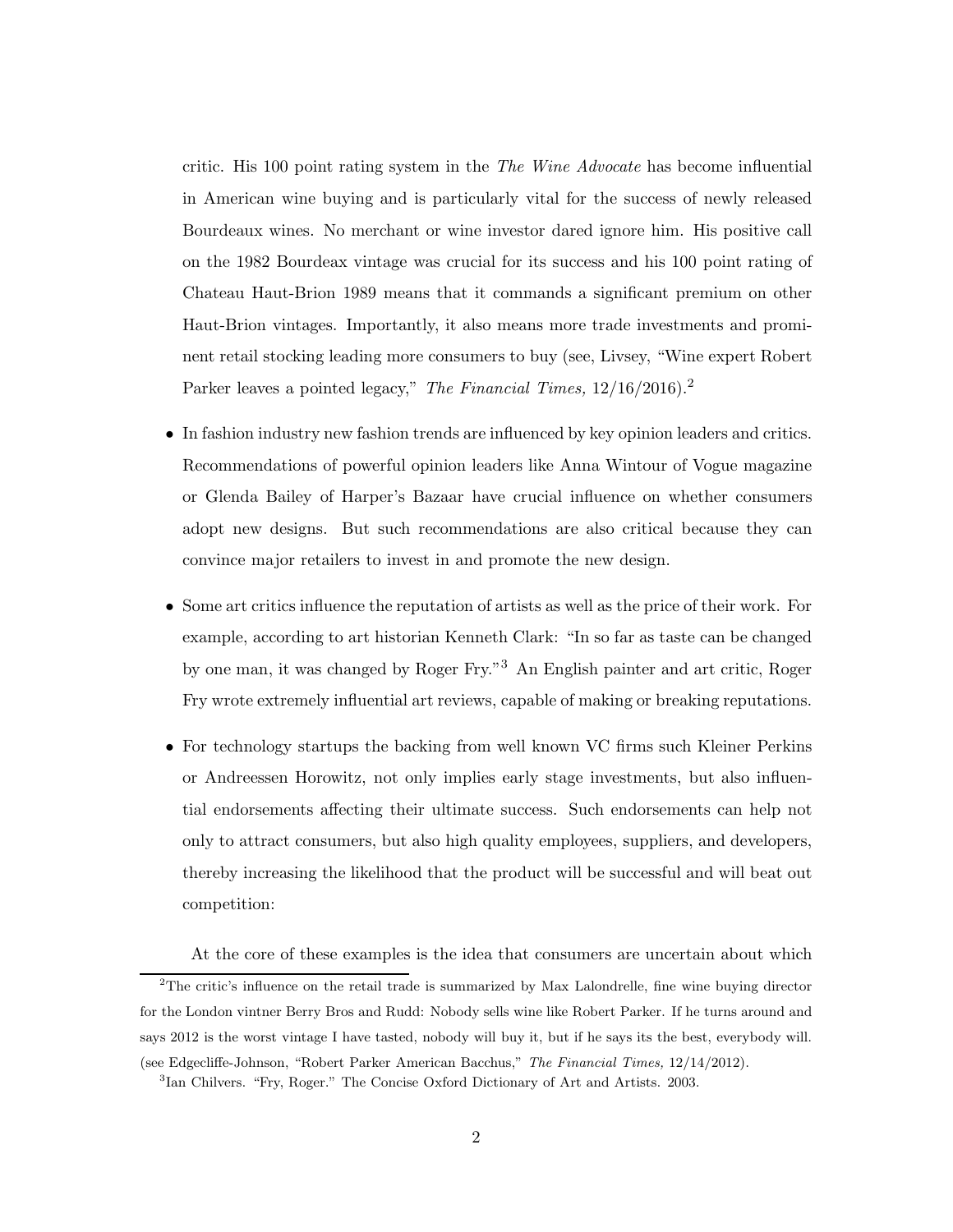critic. His 100 point rating system in the *The Wine Advocate* has become influential in American wine buying and is particularly vital for the success of newly released Bourdeaux wines. No merchant or wine investor dared ignore him. His positive call on the 1982 Bourdeax vintage was crucial for its success and his 100 point rating of Chateau Haut-Brion 1989 means that it commands a significant premium on other Haut-Brion vintages. Importantly, it also means more trade investments and prominent retail stocking leading more consumers to buy (see, Livsey, "Wine expert Robert Parker leaves a pointed legacy," *The Financial Times,* 12/16/2016).[2]

- In fashion industry new fashion trends are influenced by key opinion leaders and critics. Recommendations of powerful opinion leaders like Anna Wintour of Vogue magazine or Glenda Bailey of Harper's Bazaar have crucial influence on whether consumers adopt new designs. But such recommendations are also critical because they can convince major retailers to invest in and promote the new design.
- Some art critics influence the reputation of artists as well as the price of their work. For example, according to art historian Kenneth Clark: "In so far as taste can be changed by one man, it was changed by Roger Fry."[3] An English painter and art critic, Roger Fry wrote extremely influential art reviews, capable of making or breaking reputations.
- For technology startups the backing from well known VC firms such Kleiner Perkins or Andreessen Horowitz, not only implies early stage investments, but also influential endorsements affecting their ultimate success. Such endorsements can help not only to attract consumers, but also high quality employees, suppliers, and developers, thereby increasing the likelihood that the product will be successful and will beat out competition:

At the core of these examples is the idea that consumers are uncertain about which

[2] The critic's influence on the retail trade is summarized by Max Lalondrelle, fine wine buying director for the London vintner Berry Bros and Rudd: Nobody sells wine like Robert Parker. If he turns around and says 2012 is the worst vintage I have tasted, nobody will buy it, but if he says its the best, everybody will. (see Edgecliffe-Johnson, "Robert Parker American Bacchus," *The Financial Times,* 12/14/2012).

[3] Ian Chilvers. "Fry, Roger." The Concise Oxford Dictionary of Art and Artists. 2003.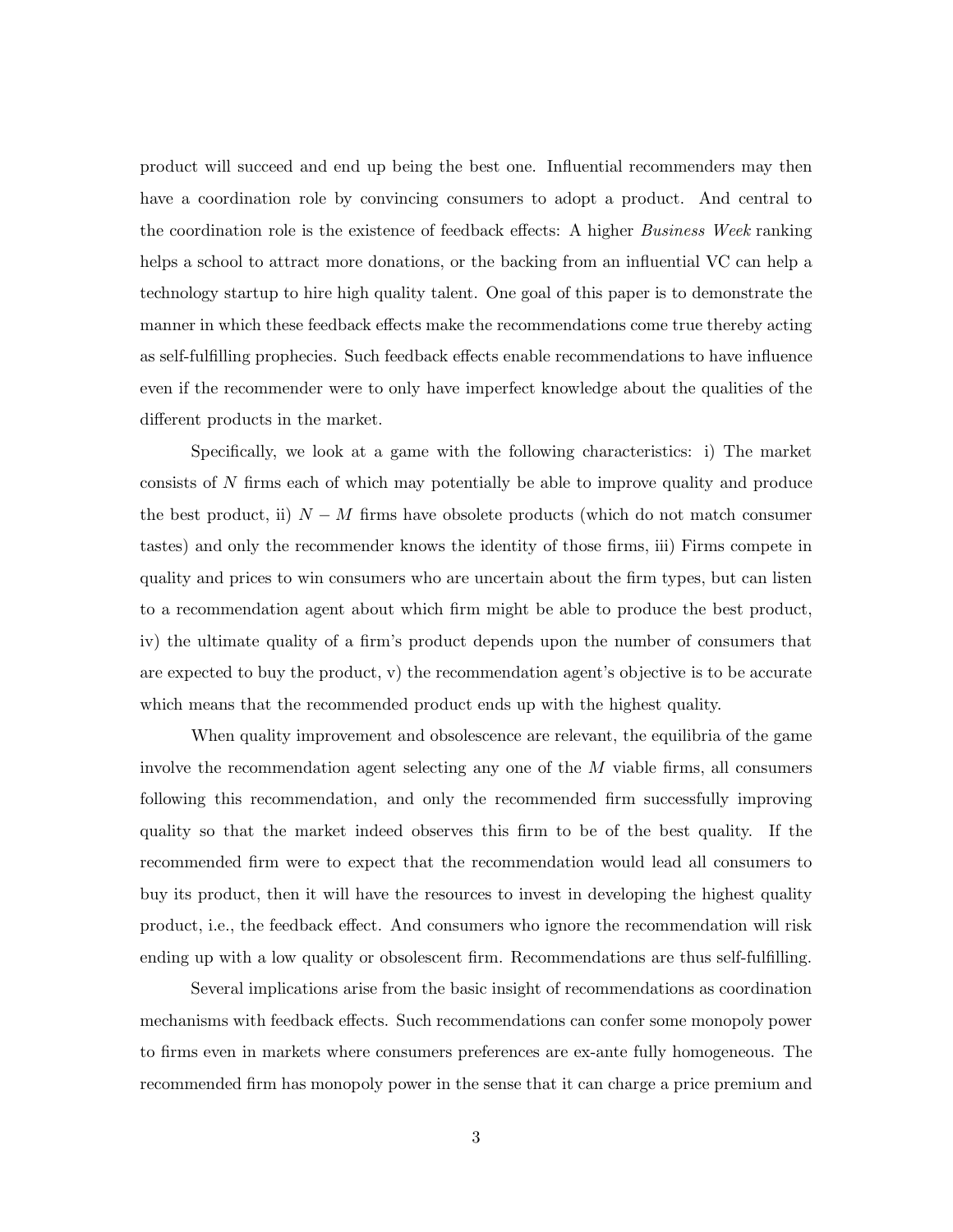product will succeed and end up being the best one. Influential recommenders may then have a coordination role by convincing consumers to adopt a product. And central to the coordination role is the existence of feedback effects: A higher *Business Week* ranking helps a school to attract more donations, or the backing from an influential VC can help a technology startup to hire high quality talent. One goal of this paper is to demonstrate the manner in which these feedback effects make the recommendations come true thereby acting as self-fulfilling prophecies. Such feedback effects enable recommendations to have influence even if the recommender were to only have imperfect knowledge about the qualities of the different products in the market.

Specifically, we look at a game with the following characteristics: i) The market consists of $N$ firms each of which may potentially be able to improve quality and produce the best product, ii) $N - M$ firms have obsolete products (which do not match consumer tastes) and only the recommender knows the identity of those firms, iii) Firms compete in quality and prices to win consumers who are uncertain about the firm types, but can listen to a recommendation agent about which firm might be able to produce the best product, iv) the ultimate quality of a firm's product depends upon the number of consumers that are expected to buy the product, v) the recommendation agent's objective is to be accurate which means that the recommended product ends up with the highest quality.

When quality improvement and obsolescence are relevant, the equilibria of the game involve the recommendation agent selecting any one of the $M$ viable firms, all consumers following this recommendation, and only the recommended firm successfully improving quality so that the market indeed observes this firm to be of the best quality. If the recommended firm were to expect that the recommendation would lead all consumers to buy its product, then it will have the resources to invest in developing the highest quality product, i.e., the feedback effect. And consumers who ignore the recommendation will risk ending up with a low quality or obsolescent firm. Recommendations are thus self-fulfilling.

Several implications arise from the basic insight of recommendations as coordination mechanisms with feedback effects. Such recommendations can confer some monopoly power to firms even in markets where consumers preferences are ex-ante fully homogeneous. The recommended firm has monopoly power in the sense that it can charge a price premium and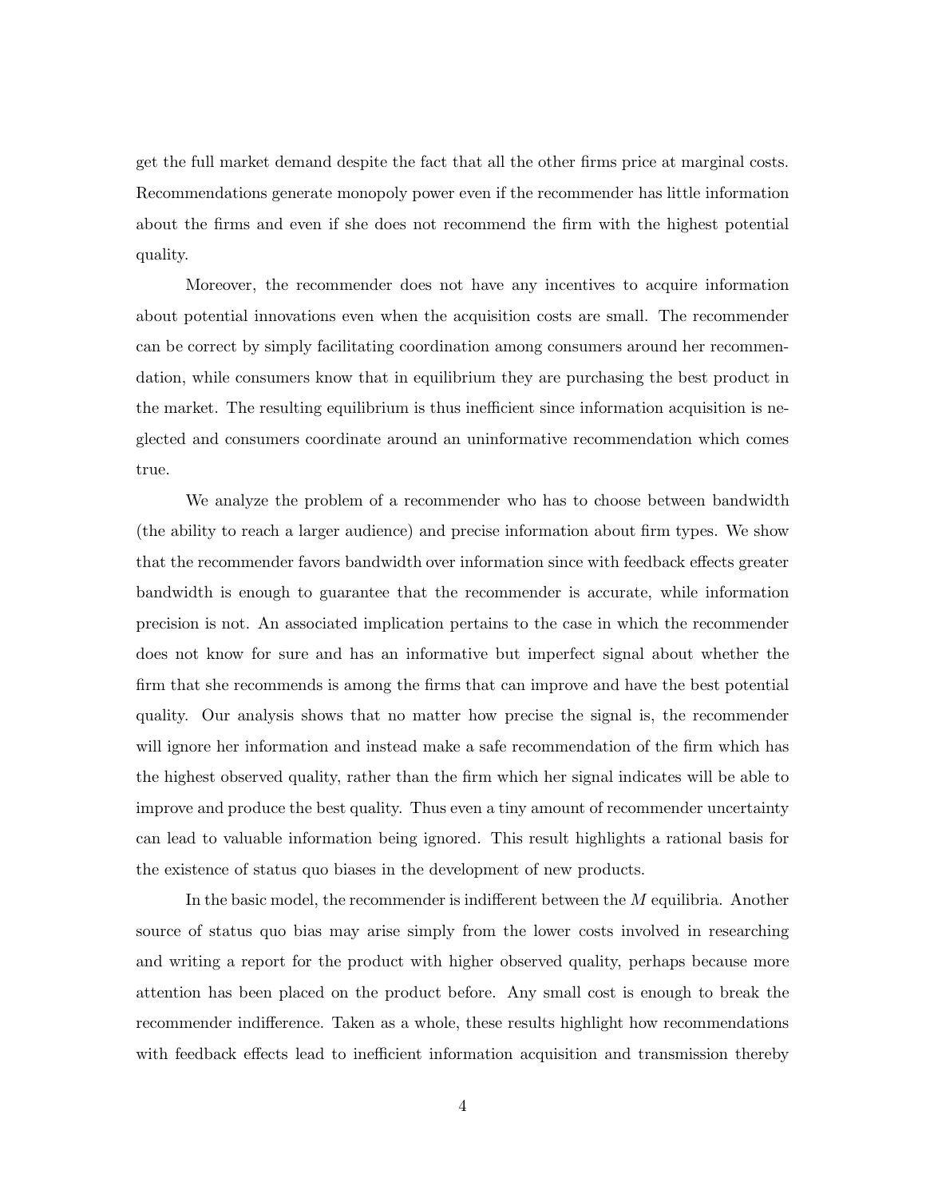get the full market demand despite the fact that all the other firms price at marginal costs. Recommendations generate monopoly power even if the recommender has little information about the firms and even if she does not recommend the firm with the highest potential quality.

Moreover, the recommender does not have any incentives to acquire information about potential innovations even when the acquisition costs are small. The recommender can be correct by simply facilitating coordination among consumers around her recommendation, while consumers know that in equilibrium they are purchasing the best product in the market. The resulting equilibrium is thus inefficient since information acquisition is neglected and consumers coordinate around an uninformative recommendation which comes true.

We analyze the problem of a recommender who has to choose between bandwidth (the ability to reach a larger audience) and precise information about firm types. We show that the recommender favors bandwidth over information since with feedback effects greater bandwidth is enough to guarantee that the recommender is accurate, while information precision is not. An associated implication pertains to the case in which the recommender does not know for sure and has an informative but imperfect signal about whether the firm that she recommends is among the firms that can improve and have the best potential quality. Our analysis shows that no matter how precise the signal is, the recommender will ignore her information and instead make a safe recommendation of the firm which has the highest observed quality, rather than the firm which her signal indicates will be able to improve and produce the best quality. Thus even a tiny amount of recommender uncertainty can lead to valuable information being ignored. This result highlights a rational basis for the existence of status quo biases in the development of new products.

In the basic model, the recommender is indifferent between the $M$ equilibria. Another source of status quo bias may arise simply from the lower costs involved in researching and writing a report for the product with higher observed quality, perhaps because more attention has been placed on the product before. Any small cost is enough to break the recommender indifference. Taken as a whole, these results highlight how recommendations with feedback effects lead to inefficient information acquisition and transmission thereby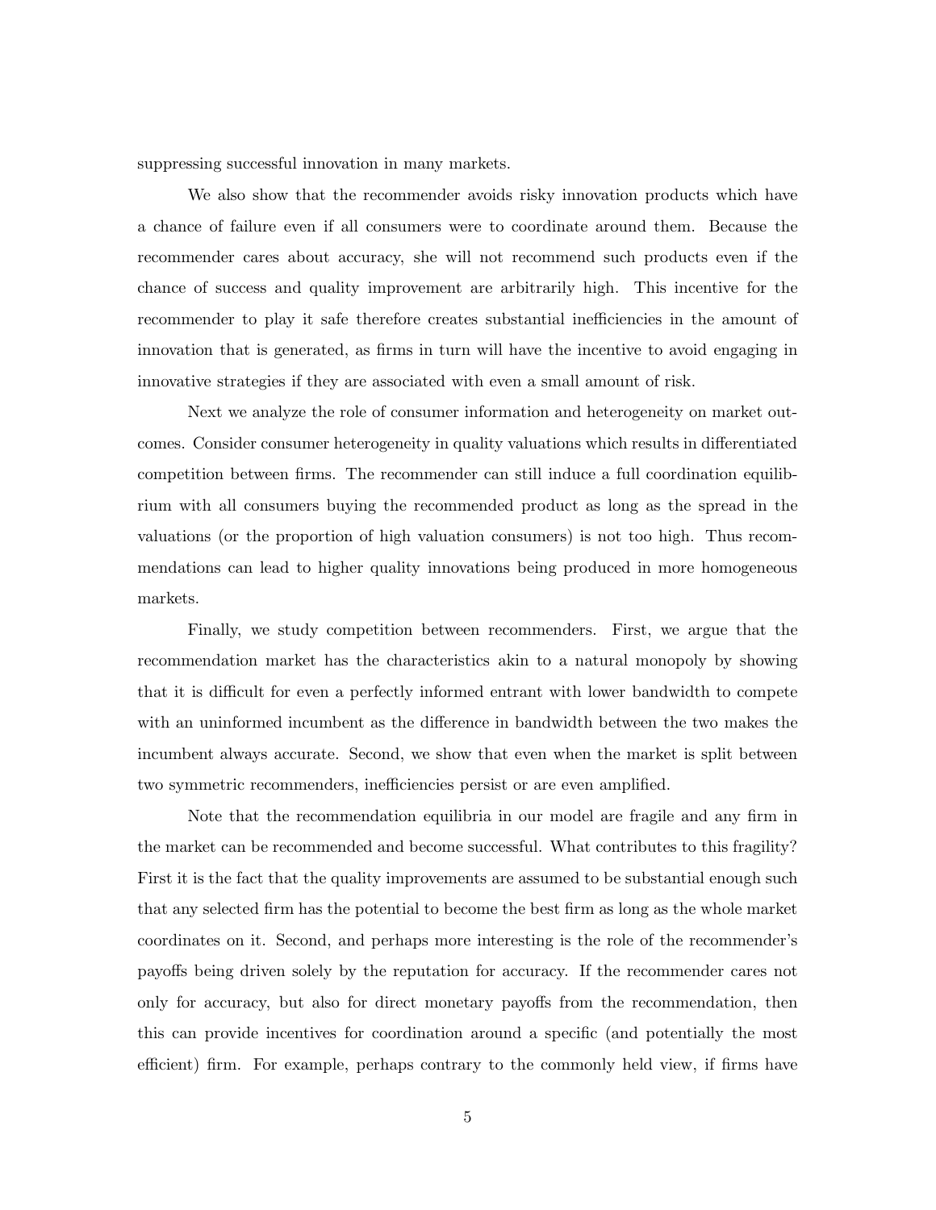suppressing successful innovation in many markets.

We also show that the recommender avoids risky innovation products which have a chance of failure even if all consumers were to coordinate around them. Because the recommender cares about accuracy, she will not recommend such products even if the chance of success and quality improvement are arbitrarily high. This incentive for the recommender to play it safe therefore creates substantial inefficiencies in the amount of innovation that is generated, as firms in turn will have the incentive to avoid engaging in innovative strategies if they are associated with even a small amount of risk.

Next we analyze the role of consumer information and heterogeneity on market outcomes. Consider consumer heterogeneity in quality valuations which results in differentiated competition between firms. The recommender can still induce a full coordination equilibrium with all consumers buying the recommended product as long as the spread in the valuations (or the proportion of high valuation consumers) is not too high. Thus recommendations can lead to higher quality innovations being produced in more homogeneous markets.

Finally, we study competition between recommenders. First, we argue that the recommendation market has the characteristics akin to a natural monopoly by showing that it is difficult for even a perfectly informed entrant with lower bandwidth to compete with an uninformed incumbent as the difference in bandwidth between the two makes the incumbent always accurate. Second, we show that even when the market is split between two symmetric recommenders, inefficiencies persist or are even amplified.

Note that the recommendation equilibria in our model are fragile and any firm in the market can be recommended and become successful. What contributes to this fragility? First it is the fact that the quality improvements are assumed to be substantial enough such that any selected firm has the potential to become the best firm as long as the whole market coordinates on it. Second, and perhaps more interesting is the role of the recommender's payoffs being driven solely by the reputation for accuracy. If the recommender cares not only for accuracy, but also for direct monetary payoffs from the recommendation, then this can provide incentives for coordination around a specific (and potentially the most efficient) firm. For example, perhaps contrary to the commonly held view, if firms have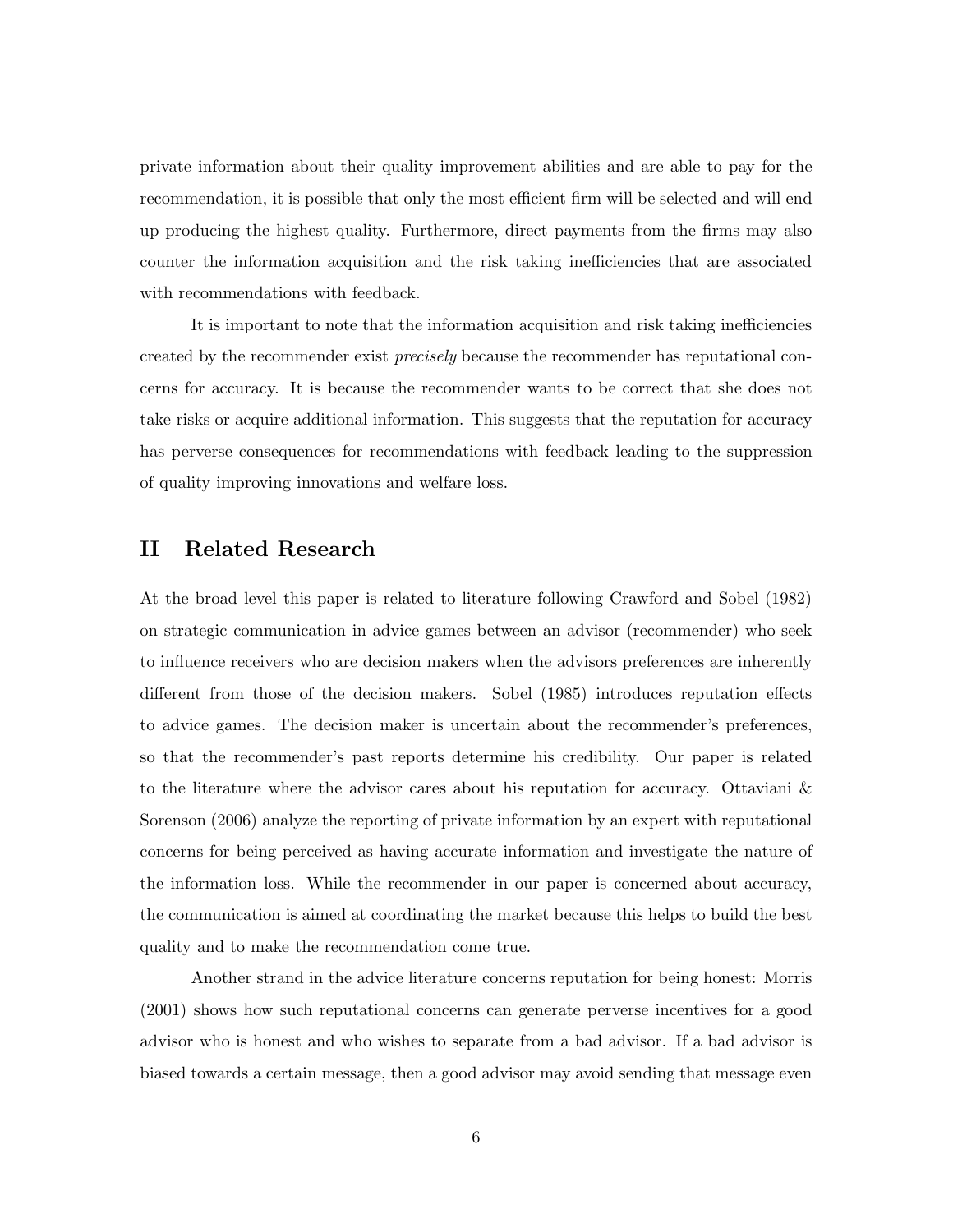private information about their quality improvement abilities and are able to pay for the recommendation, it is possible that only the most efficient firm will be selected and will end up producing the highest quality. Furthermore, direct payments from the firms may also counter the information acquisition and the risk taking inefficiencies that are associated with recommendations with feedback.

It is important to note that the information acquisition and risk taking inefficiencies created by the recommender exist *precisely* because the recommender has reputational concerns for accuracy. It is because the recommender wants to be correct that she does not take risks or acquire additional information. This suggests that the reputation for accuracy has perverse consequences for recommendations with feedback leading to the suppression of quality improving innovations and welfare loss.

## II Related Research

At the broad level this paper is related to literature following Crawford and Sobel (1982) on strategic communication in advice games between an advisor (recommender) who seek to influence receivers who are decision makers when the advisors preferences are inherently different from those of the decision makers. Sobel (1985) introduces reputation effects to advice games. The decision maker is uncertain about the recommender's preferences, so that the recommender's past reports determine his credibility. Our paper is related to the literature where the advisor cares about his reputation for accuracy. Ottaviani & Sorenson (2006) analyze the reporting of private information by an expert with reputational concerns for being perceived as having accurate information and investigate the nature of the information loss. While the recommender in our paper is concerned about accuracy, the communication is aimed at coordinating the market because this helps to build the best quality and to make the recommendation come true.

Another strand in the advice literature concerns reputation for being honest: Morris (2001) shows how such reputational concerns can generate perverse incentives for a good advisor who is honest and who wishes to separate from a bad advisor. If a bad advisor is biased towards a certain message, then a good advisor may avoid sending that message even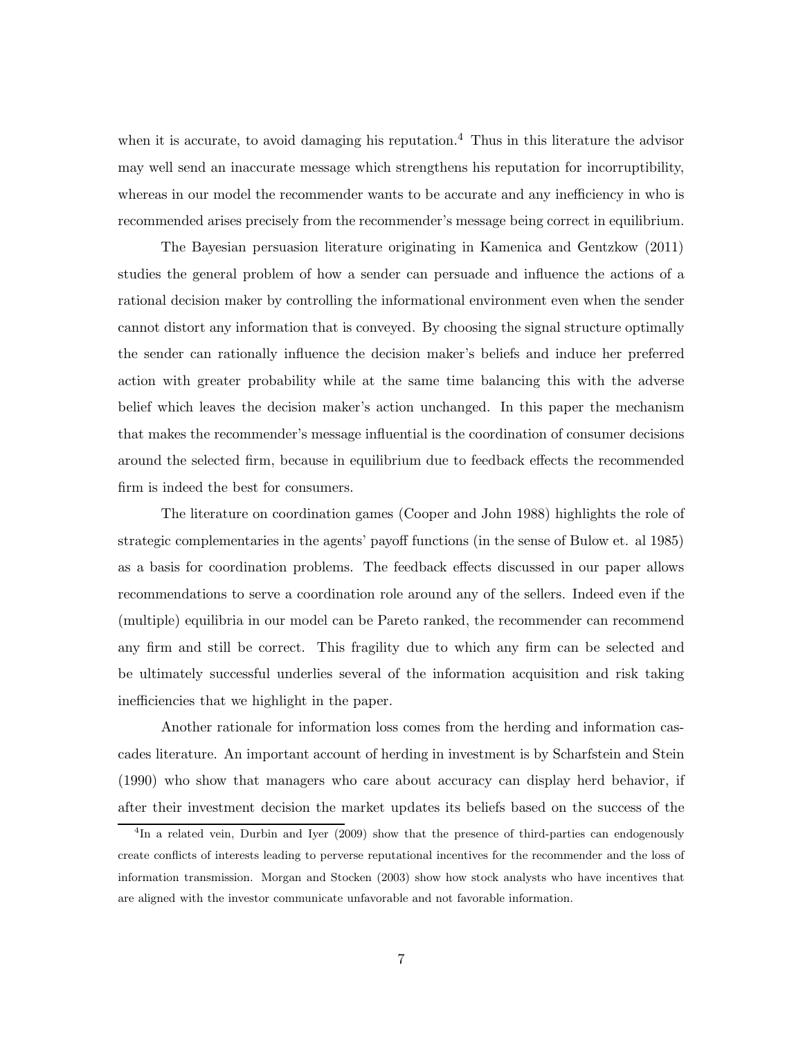when it is accurate, to avoid damaging his reputation.[4] Thus in this literature the advisor may well send an inaccurate message which strengthens his reputation for incorruptibility, whereas in our model the recommender wants to be accurate and any inefficiency in who is recommended arises precisely from the recommender's message being correct in equilibrium.

The Bayesian persuasion literature originating in Kamenica and Gentzkow (2011) studies the general problem of how a sender can persuade and influence the actions of a rational decision maker by controlling the informational environment even when the sender cannot distort any information that is conveyed. By choosing the signal structure optimally the sender can rationally influence the decision maker's beliefs and induce her preferred action with greater probability while at the same time balancing this with the adverse belief which leaves the decision maker's action unchanged. In this paper the mechanism that makes the recommender's message influential is the coordination of consumer decisions around the selected firm, because in equilibrium due to feedback effects the recommended firm is indeed the best for consumers.

The literature on coordination games (Cooper and John 1988) highlights the role of strategic complementaries in the agents' payoff functions (in the sense of Bulow et. al 1985) as a basis for coordination problems. The feedback effects discussed in our paper allows recommendations to serve a coordination role around any of the sellers. Indeed even if the (multiple) equilibria in our model can be Pareto ranked, the recommender can recommend any firm and still be correct. This fragility due to which any firm can be selected and be ultimately successful underlies several of the information acquisition and risk taking inefficiencies that we highlight in the paper.

Another rationale for information loss comes from the herding and information cascades literature. An important account of herding in investment is by Scharfstein and Stein (1990) who show that managers who care about accuracy can display herd behavior, if after their investment decision the market updates its beliefs based on the success of the

[4]In a related vein, Durbin and Iyer (2009) show that the presence of third-parties can endogenously create conflicts of interests leading to perverse reputational incentives for the recommender and the loss of information transmission. Morgan and Stocken (2003) show how stock analysts who have incentives that are aligned with the investor communicate unfavorable and not favorable information.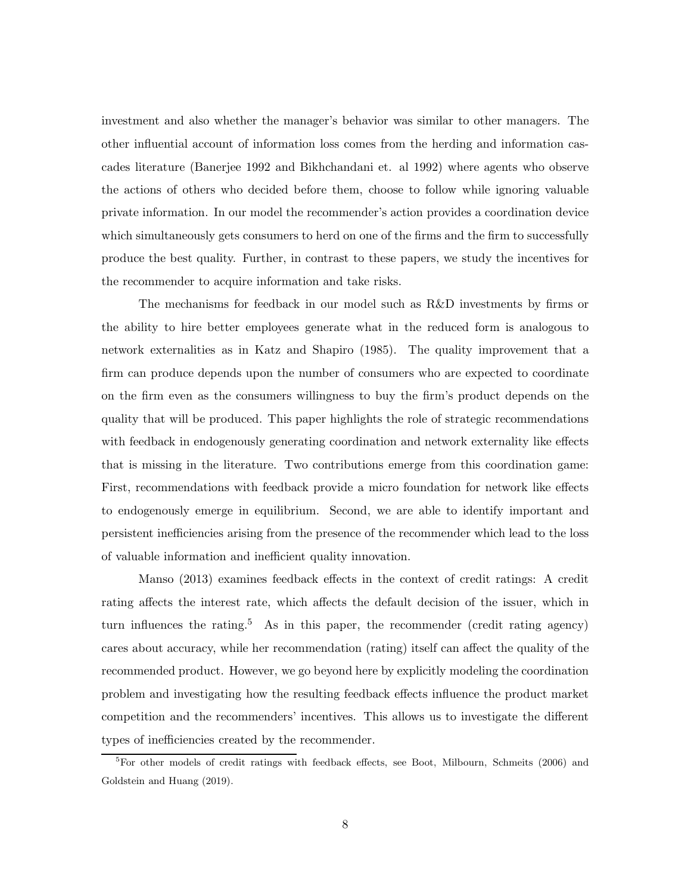investment and also whether the manager's behavior was similar to other managers. The other influential account of information loss comes from the herding and information cascades literature (Banerjee 1992 and Bikhchandani et. al 1992) where agents who observe the actions of others who decided before them, choose to follow while ignoring valuable private information. In our model the recommender's action provides a coordination device which simultaneously gets consumers to herd on one of the firms and the firm to successfully produce the best quality. Further, in contrast to these papers, we study the incentives for the recommender to acquire information and take risks.

The mechanisms for feedback in our model such as R&D investments by firms or the ability to hire better employees generate what in the reduced form is analogous to network externalities as in Katz and Shapiro (1985). The quality improvement that a firm can produce depends upon the number of consumers who are expected to coordinate on the firm even as the consumers willingness to buy the firm's product depends on the quality that will be produced. This paper highlights the role of strategic recommendations with feedback in endogenously generating coordination and network externality like effects that is missing in the literature. Two contributions emerge from this coordination game: First, recommendations with feedback provide a micro foundation for network like effects to endogenously emerge in equilibrium. Second, we are able to identify important and persistent inefficiencies arising from the presence of the recommender which lead to the loss of valuable information and inefficient quality innovation.

Manso (2013) examines feedback effects in the context of credit ratings: A credit rating affects the interest rate, which affects the default decision of the issuer, which in turn influences the rating.[5] As in this paper, the recommender (credit rating agency) cares about accuracy, while her recommendation (rating) itself can affect the quality of the recommended product. However, we go beyond here by explicitly modeling the coordination problem and investigating how the resulting feedback effects influence the product market competition and the recommenders' incentives. This allows us to investigate the different types of inefficiencies created by the recommender.

[5] For other models of credit ratings with feedback effects, see Boot, Milbourn, Schmeits (2006) and Goldstein and Huang (2019).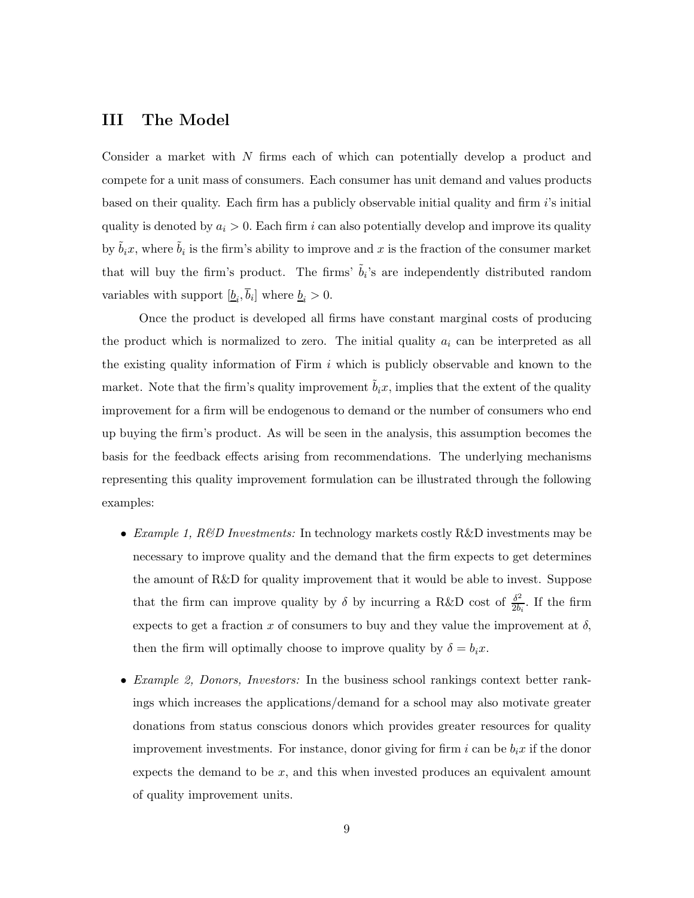## III The Model

Consider a market with $N$ firms each of which can potentially develop a product and compete for a unit mass of consumers. Each consumer has unit demand and values products based on their quality. Each firm has a publicly observable initial quality and firm $i$'s initial quality is denoted by $a_i > 0$. Each firm $i$ can also potentially develop and improve its quality by $\tilde{b}_i x$, where $\tilde{b}_i$ is the firm's ability to improve and $x$ is the fraction of the consumer market that will buy the firm's product. The firms' $\tilde{b}_i$'s are independently distributed random variables with support $[\underline{b}_i, \overline{b}_i]$ where $\underline{b}_i > 0$.

Once the product is developed all firms have constant marginal costs of producing the product which is normalized to zero. The initial quality $a_i$ can be interpreted as all the existing quality information of Firm $i$ which is publicly observable and known to the market. Note that the firm's quality improvement $\tilde{b}_i x$, implies that the extent of the quality improvement for a firm will be endogenous to demand or the number of consumers who end up buying the firm's product. As will be seen in the analysis, this assumption becomes the basis for the feedback effects arising from recommendations. The underlying mechanisms representing this quality improvement formulation can be illustrated through the following examples:

- *Example 1, R&D Investments:* In technology markets costly R&D investments may be necessary to improve quality and the demand that the firm expects to get determines the amount of R&D for quality improvement that it would be able to invest. Suppose that the firm can improve quality by $\delta$ by incurring a R&D cost of $\frac{\delta^2}{2b_i}$. If the firm expects to get a fraction $x$ of consumers to buy and they value the improvement at $\delta$, then the firm will optimally choose to improve quality by $\delta = b_i x$.

- *Example 2, Donors, Investors:* In the business school rankings context better rankings which increases the applications/demand for a school may also motivate greater donations from status conscious donors which provides greater resources for quality improvement investments. For instance, donor giving for firm $i$ can be $b_i x$ if the donor expects the demand to be $x$, and this when invested produces an equivalent amount of quality improvement units.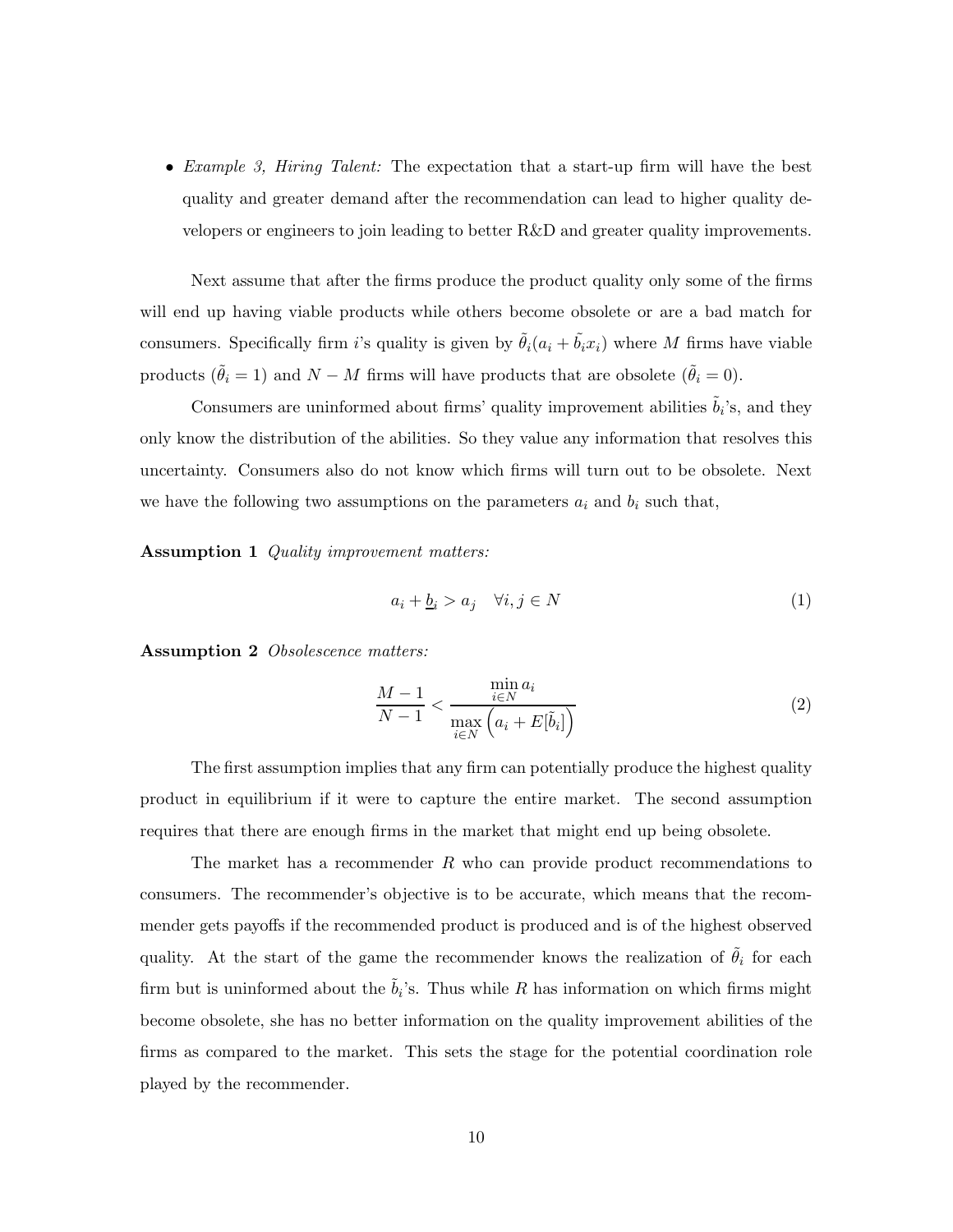- *Example 3, Hiring Talent:* The expectation that a start-up firm will have the best quality and greater demand after the recommendation can lead to higher quality developers or engineers to join leading to better R&D and greater quality improvements.

Next assume that after the firms produce the product quality only some of the firms will end up having viable products while others become obsolete or are a bad match for consumers. Specifically firm $i$'s quality is given by $\tilde{\theta}_i(a_i + \tilde{b}_i x_i)$ where $M$ firms have viable products ($\tilde{\theta}_i = 1$) and $N - M$ firms will have products that are obsolete ($\tilde{\theta}_i = 0$).

Consumers are uninformed about firms' quality improvement abilities $\tilde{b}_i$'s, and they only know the distribution of the abilities. So they value any information that resolves this uncertainty. Consumers also do not know which firms will turn out to be obsolete. Next we have the following two assumptions on the parameters $a_i$ and $b_i$ such that,

**Assumption 1** *Quality improvement matters:*

$$a_i + \underline{b}_i > a_j \quad \forall i, j \in N \tag{1}$$

**Assumption 2** *Obsolescence matters:*

$$\frac{M-1}{N-1} < \frac{\min\limits_{i \in N} a_i}{\max\limits_{i \in N} \left( a_i + E[\tilde{b}_i] \right)} \tag{2}$$

The first assumption implies that any firm can potentially produce the highest quality product in equilibrium if it were to capture the entire market. The second assumption requires that there are enough firms in the market that might end up being obsolete.

The market has a recommender $R$ who can provide product recommendations to consumers. The recommender's objective is to be accurate, which means that the recommender gets payoffs if the recommended product is produced and is of the highest observed quality. At the start of the game the recommender knows the realization of $\tilde{\theta}_i$ for each firm but is uninformed about the $\tilde{b}_i$'s. Thus while $R$ has information on which firms might become obsolete, she has no better information on the quality improvement abilities of the firms as compared to the market. This sets the stage for the potential coordination role played by the recommender.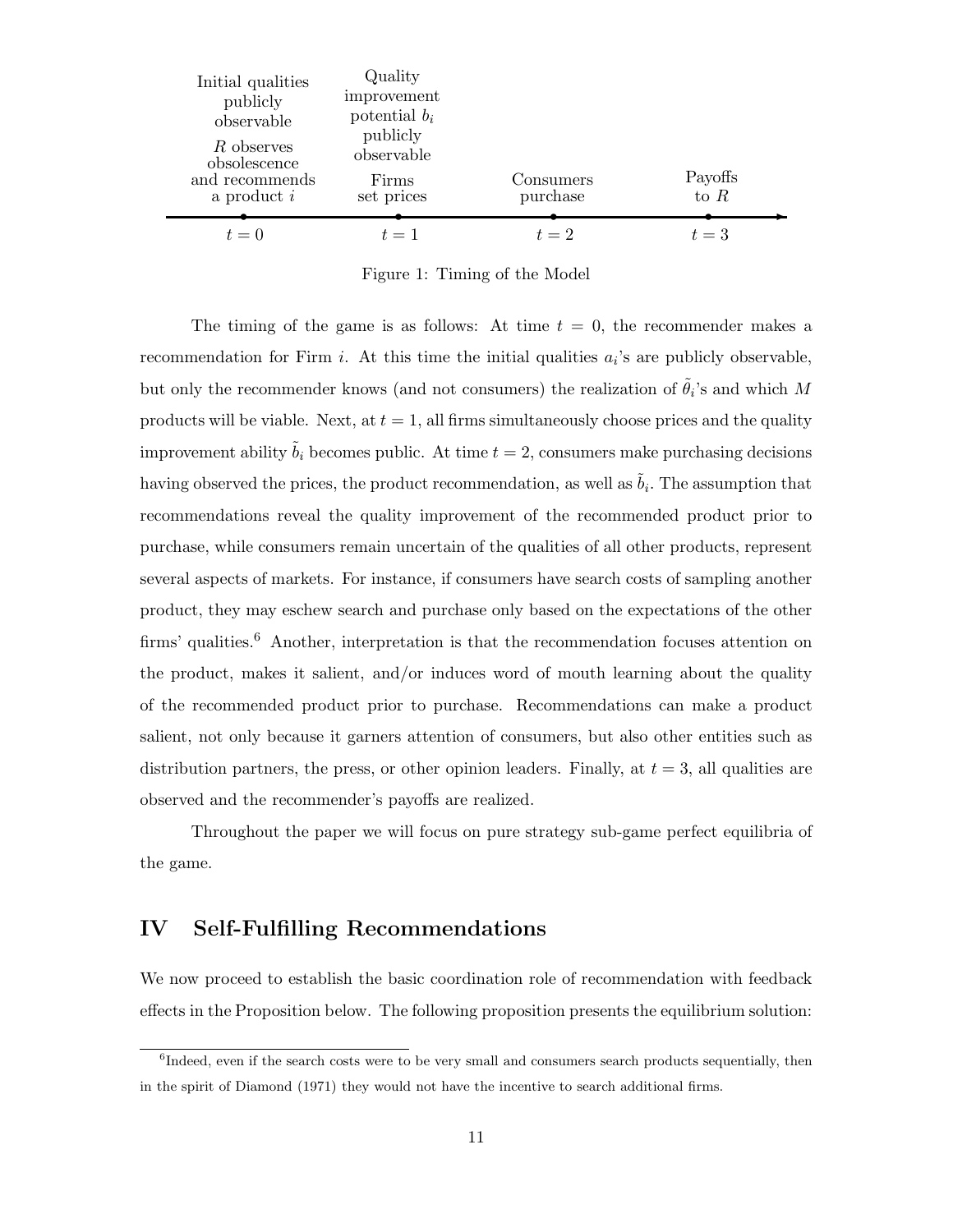Initial qualities publicly observable

$R$ observes obsolescence and recommends a product $i$

Quality improvement potential $b_i$ publicly observable

Firms set prices

Consumers purchase

Payoffs to $R$

$t = 0$ $t = 1$ $t = 2$ $t = 3$

Figure 1: Timing of the Model

The timing of the game is as follows: At time $t = 0$, the recommender makes a recommendation for Firm $i$. At this time the initial qualities $a_i$'s are publicly observable, but only the recommender knows (and not consumers) the realization of $\tilde{\theta}_i$'s and which $M$ products will be viable. Next, at $t = 1$, all firms simultaneously choose prices and the quality improvement ability $\tilde{b}_i$ becomes public. At time $t = 2$, consumers make purchasing decisions having observed the prices, the product recommendation, as well as $\tilde{b}_i$. The assumption that recommendations reveal the quality improvement of the recommended product prior to purchase, while consumers remain uncertain of the qualities of all other products, represent several aspects of markets. For instance, if consumers have search costs of sampling another product, they may eschew search and purchase only based on the expectations of the other firms' qualities.[6] Another, interpretation is that the recommendation focuses attention on the product, makes it salient, and/or induces word of mouth learning about the quality of the recommended product prior to purchase. Recommendations can make a product salient, not only because it garners attention of consumers, but also other entities such as distribution partners, the press, or other opinion leaders. Finally, at $t = 3$, all qualities are observed and the recommender's payoffs are realized.

Throughout the paper we will focus on pure strategy sub-game perfect equilibria of the game.

## IV Self-Fulfilling Recommendations

We now proceed to establish the basic coordination role of recommendation with feedback effects in the Proposition below. The following proposition presents the equilibrium solution:

[6] Indeed, even if the search costs were to be very small and consumers search products sequentially, then in the spirit of Diamond (1971) they would not have the incentive to search additional firms.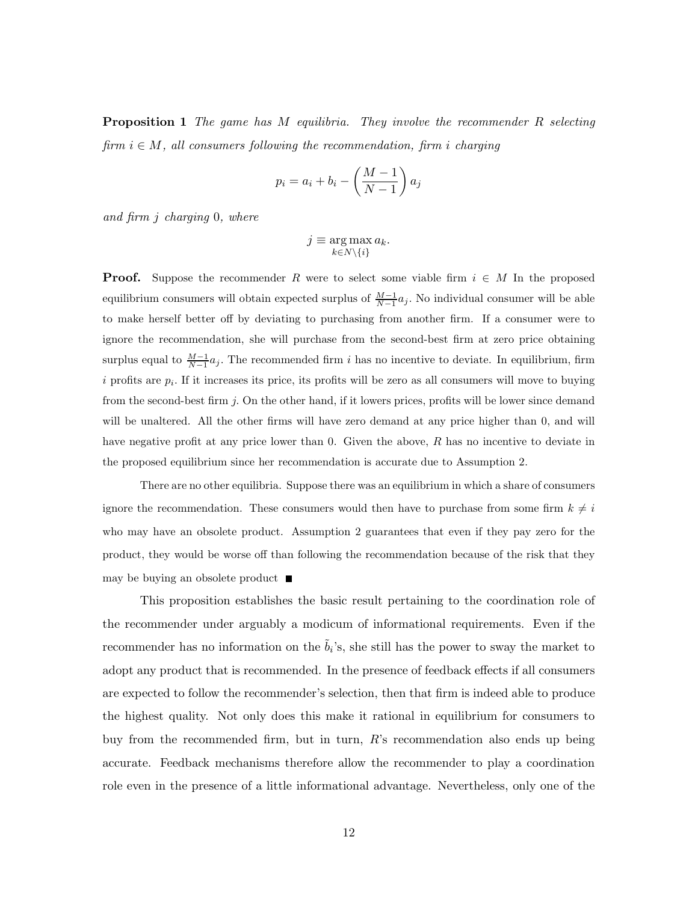**Proposition 1** *The game has $M$ equilibria. They involve the recommender $R$ selecting firm $i \in M$, all consumers following the recommendation, firm $i$ charging*

$$p_i = a_i + b_i - \left(\frac{M-1}{N-1}\right) a_j$$

*and firm $j$ charging 0, where*

$$j \equiv \underset{k \in N \setminus \{i\}}{\arg\max}\, a_k.$$

**Proof.** Suppose the recommender $R$ were to select some viable firm $i \in M$ In the proposed equilibrium consumers will obtain expected surplus of $\frac{M-1}{N-1}a_j$. No individual consumer will be able to make herself better off by deviating to purchasing from another firm. If a consumer were to ignore the recommendation, she will purchase from the second-best firm at zero price obtaining surplus equal to $\frac{M-1}{N-1}a_j$. The recommended firm $i$ has no incentive to deviate. In equilibrium, firm $i$ profits are $p_i$. If it increases its price, its profits will be zero as all consumers will move to buying from the second-best firm $j$. On the other hand, if it lowers prices, profits will be lower since demand will be unaltered. All the other firms will have zero demand at any price higher than 0, and will have negative profit at any price lower than 0. Given the above, $R$ has no incentive to deviate in the proposed equilibrium since her recommendation is accurate due to Assumption 2.

There are no other equilibria. Suppose there was an equilibrium in which a share of consumers ignore the recommendation. These consumers would then have to purchase from some firm $k \neq i$ who may have an obsolete product. Assumption 2 guarantees that even if they pay zero for the product, they would be worse off than following the recommendation because of the risk that they may be buying an obsolete product ■

This proposition establishes the basic result pertaining to the coordination role of the recommender under arguably a modicum of informational requirements. Even if the recommender has no information on the $\tilde{b}_i$'s, she still has the power to sway the market to adopt any product that is recommended. In the presence of feedback effects if all consumers are expected to follow the recommender's selection, then that firm is indeed able to produce the highest quality. Not only does this make it rational in equilibrium for consumers to buy from the recommended firm, but in turn, $R$'s recommendation also ends up being accurate. Feedback mechanisms therefore allow the recommender to play a coordination role even in the presence of a little informational advantage. Nevertheless, only one of the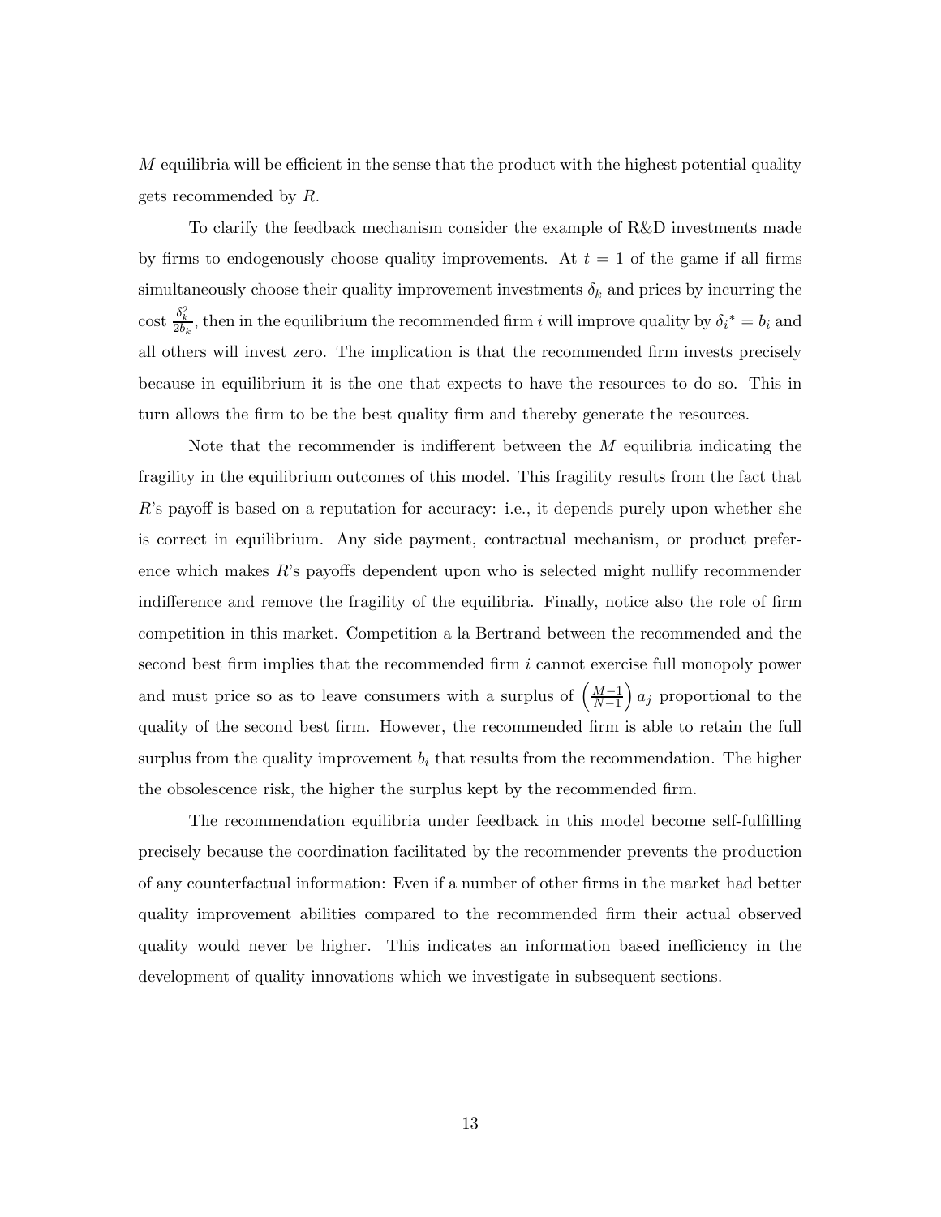$M$ equilibria will be efficient in the sense that the product with the highest potential quality gets recommended by $R$.

To clarify the feedback mechanism consider the example of R&D investments made by firms to endogenously choose quality improvements. At $t = 1$ of the game if all firms simultaneously choose their quality improvement investments $\delta_k$ and prices by incurring the cost $\frac{\delta_k^2}{2b_k}$, then in the equilibrium the recommended firm $i$ will improve quality by $\delta_i{}^* = b_i$ and all others will invest zero. The implication is that the recommended firm invests precisely because in equilibrium it is the one that expects to have the resources to do so. This in turn allows the firm to be the best quality firm and thereby generate the resources.

Note that the recommender is indifferent between the $M$ equilibria indicating the fragility in the equilibrium outcomes of this model. This fragility results from the fact that $R$'s payoff is based on a reputation for accuracy: i.e., it depends purely upon whether she is correct in equilibrium. Any side payment, contractual mechanism, or product preference which makes $R$'s payoffs dependent upon who is selected might nullify recommender indifference and remove the fragility of the equilibria. Finally, notice also the role of firm competition in this market. Competition a la Bertrand between the recommended and the second best firm implies that the recommended firm $i$ cannot exercise full monopoly power and must price so as to leave consumers with a surplus of $\left(\frac{M-1}{N-1}\right) a_j$ proportional to the quality of the second best firm. However, the recommended firm is able to retain the full surplus from the quality improvement $b_i$ that results from the recommendation. The higher the obsolescence risk, the higher the surplus kept by the recommended firm.

The recommendation equilibria under feedback in this model become self-fulfilling precisely because the coordination facilitated by the recommender prevents the production of any counterfactual information: Even if a number of other firms in the market had better quality improvement abilities compared to the recommended firm their actual observed quality would never be higher. This indicates an information based inefficiency in the development of quality innovations which we investigate in subsequent sections.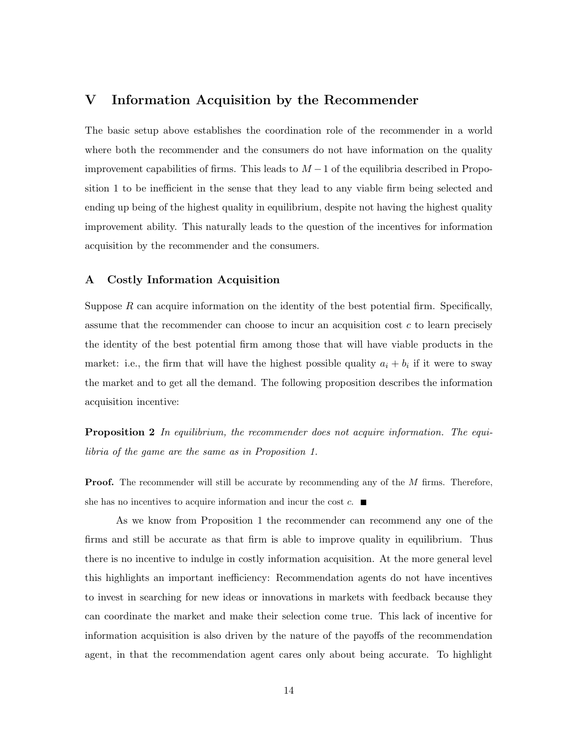# V Information Acquisition by the Recommender

The basic setup above establishes the coordination role of the recommender in a world where both the recommender and the consumers do not have information on the quality improvement capabilities of firms. This leads to $M-1$ of the equilibria described in Proposition 1 to be inefficient in the sense that they lead to any viable firm being selected and ending up being of the highest quality in equilibrium, despite not having the highest quality improvement ability. This naturally leads to the question of the incentives for information acquisition by the recommender and the consumers.

## A Costly Information Acquisition

Suppose $R$ can acquire information on the identity of the best potential firm. Specifically, assume that the recommender can choose to incur an acquisition cost $c$ to learn precisely the identity of the best potential firm among those that will have viable products in the market: i.e., the firm that will have the highest possible quality $a_i + b_i$ if it were to sway the market and to get all the demand. The following proposition describes the information acquisition incentive:

**Proposition 2** *In equilibrium, the recommender does not acquire information. The equilibria of the game are the same as in Proposition 1.*

**Proof.** The recommender will still be accurate by recommending any of the $M$ firms. Therefore, she has no incentives to acquire information and incur the cost $c$. ■

As we know from Proposition 1 the recommender can recommend any one of the firms and still be accurate as that firm is able to improve quality in equilibrium. Thus there is no incentive to indulge in costly information acquisition. At the more general level this highlights an important inefficiency: Recommendation agents do not have incentives to invest in searching for new ideas or innovations in markets with feedback because they can coordinate the market and make their selection come true. This lack of incentive for information acquisition is also driven by the nature of the payoffs of the recommendation agent, in that the recommendation agent cares only about being accurate. To highlight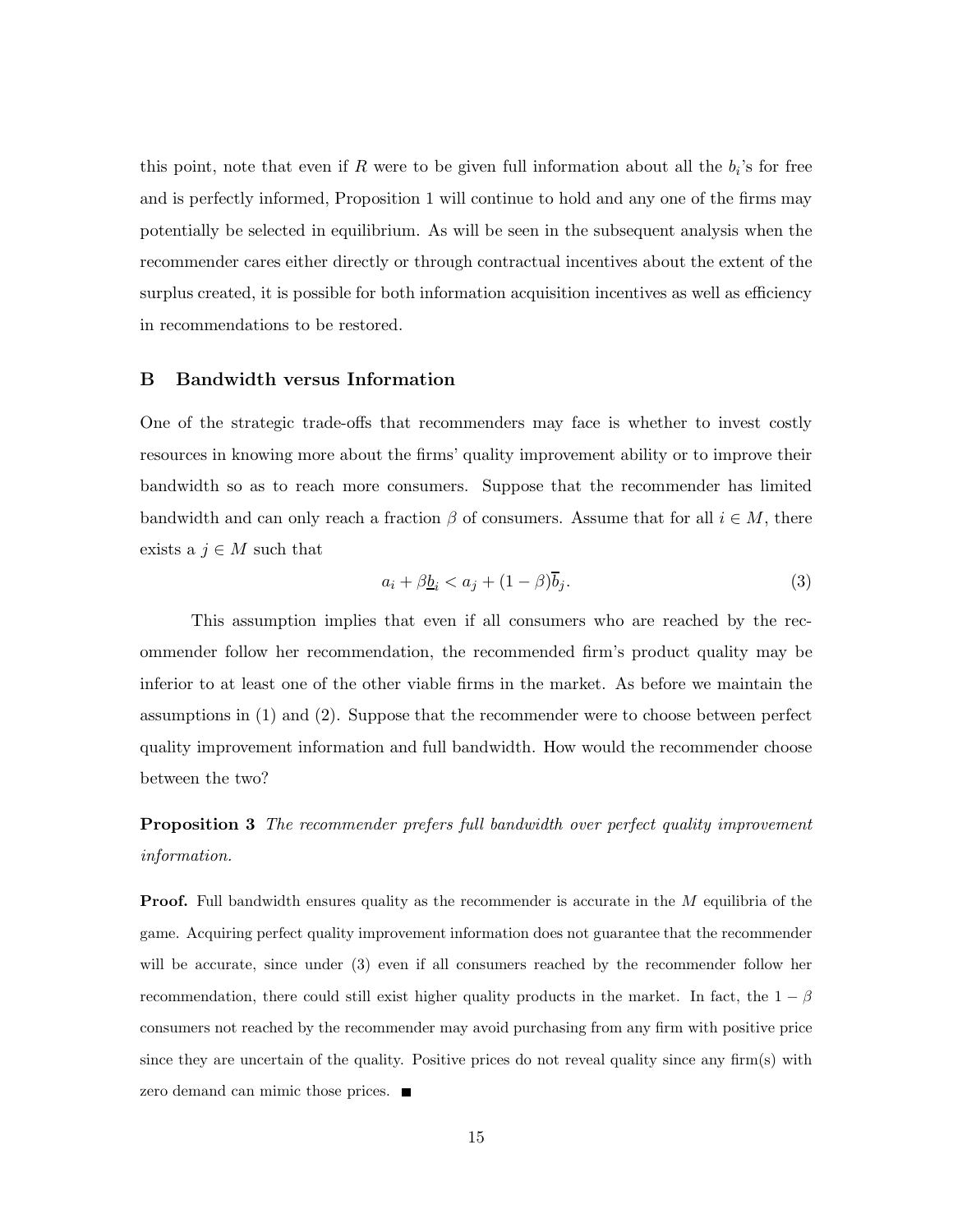this point, note that even if $R$ were to be given full information about all the $b_i$'s for free and is perfectly informed, Proposition 1 will continue to hold and any one of the firms may potentially be selected in equilibrium. As will be seen in the subsequent analysis when the recommender cares either directly or through contractual incentives about the extent of the surplus created, it is possible for both information acquisition incentives as well as efficiency in recommendations to be restored.

## B Bandwidth versus Information

One of the strategic trade-offs that recommenders may face is whether to invest costly resources in knowing more about the firms' quality improvement ability or to improve their bandwidth so as to reach more consumers. Suppose that the recommender has limited bandwidth and can only reach a fraction $\beta$ of consumers. Assume that for all $i \in M$, there exists a $j \in M$ such that

$$a_i + \beta \underline{b}_i < a_j + (1 - \beta)\overline{b}_j. \tag{3}$$

This assumption implies that even if all consumers who are reached by the recommender follow her recommendation, the recommended firm's product quality may be inferior to at least one of the other viable firms in the market. As before we maintain the assumptions in (1) and (2). Suppose that the recommender were to choose between perfect quality improvement information and full bandwidth. How would the recommender choose between the two?

**Proposition 3** *The recommender prefers full bandwidth over perfect quality improvement information.*

**Proof.** Full bandwidth ensures quality as the recommender is accurate in the $M$ equilibria of the game. Acquiring perfect quality improvement information does not guarantee that the recommender will be accurate, since under (3) even if all consumers reached by the recommender follow her recommendation, there could still exist higher quality products in the market. In fact, the $1 - \beta$ consumers not reached by the recommender may avoid purchasing from any firm with positive price since they are uncertain of the quality. Positive prices do not reveal quality since any firm(s) with zero demand can mimic those prices. ■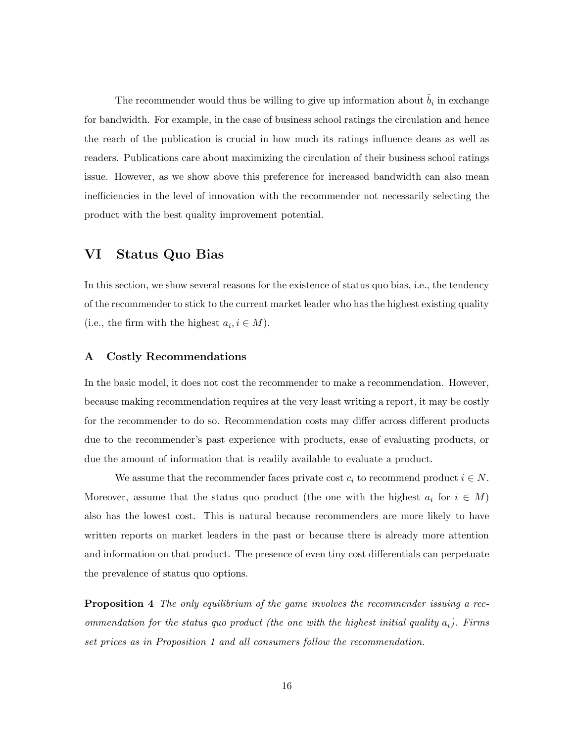The recommender would thus be willing to give up information about $\tilde{b}_i$ in exchange for bandwidth. For example, in the case of business school ratings the circulation and hence the reach of the publication is crucial in how much its ratings influence deans as well as readers. Publications care about maximizing the circulation of their business school ratings issue. However, as we show above this preference for increased bandwidth can also mean inefficiencies in the level of innovation with the recommender not necessarily selecting the product with the best quality improvement potential.

## VI Status Quo Bias

In this section, we show several reasons for the existence of status quo bias, i.e., the tendency of the recommender to stick to the current market leader who has the highest existing quality (i.e., the firm with the highest $a_i, i \in M$).

### A Costly Recommendations

In the basic model, it does not cost the recommender to make a recommendation. However, because making recommendation requires at the very least writing a report, it may be costly for the recommender to do so. Recommendation costs may differ across different products due to the recommender's past experience with products, ease of evaluating products, or due the amount of information that is readily available to evaluate a product.

We assume that the recommender faces private cost $c_i$ to recommend product $i \in N$. Moreover, assume that the status quo product (the one with the highest $a_i$ for $i \in M$) also has the lowest cost. This is natural because recommenders are more likely to have written reports on market leaders in the past or because there is already more attention and information on that product. The presence of even tiny cost differentials can perpetuate the prevalence of status quo options.

**Proposition 4** *The only equilibrium of the game involves the recommender issuing a recommendation for the status quo product (the one with the highest initial quality $a_i$). Firms set prices as in Proposition 1 and all consumers follow the recommendation.*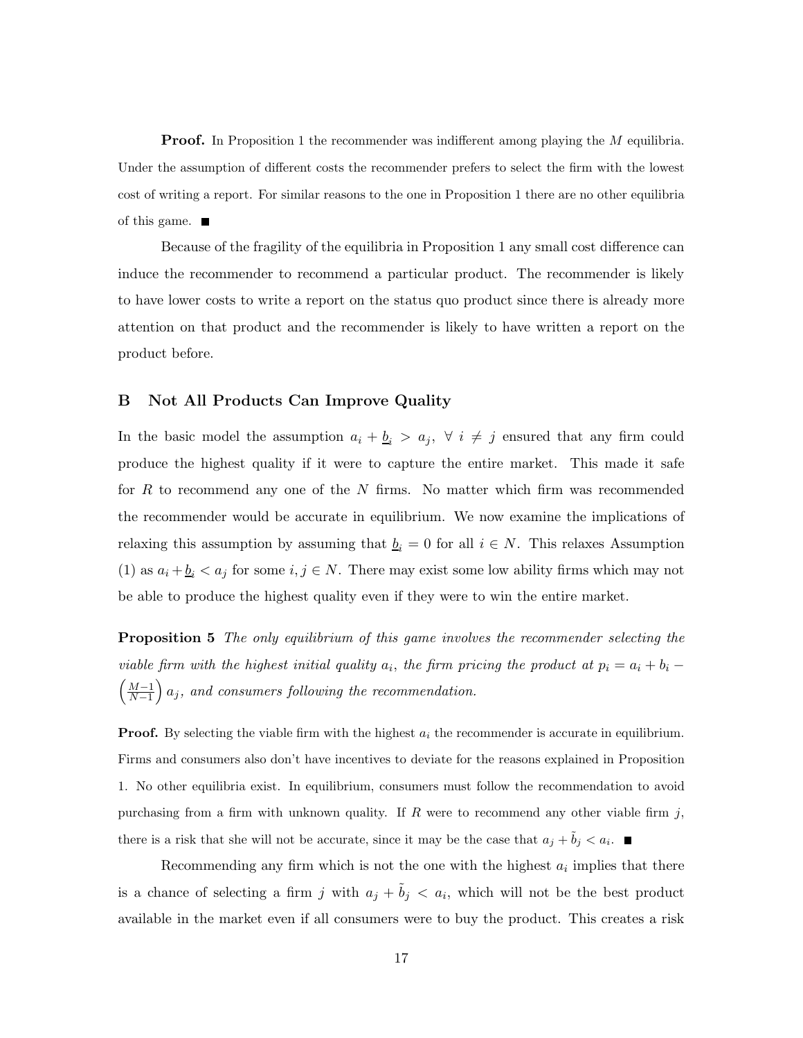**Proof.** In Proposition 1 the recommender was indifferent among playing the $M$ equilibria. Under the assumption of different costs the recommender prefers to select the firm with the lowest cost of writing a report. For similar reasons to the one in Proposition 1 there are no other equilibria of this game. ∎

Because of the fragility of the equilibria in Proposition 1 any small cost difference can induce the recommender to recommend a particular product. The recommender is likely to have lower costs to write a report on the status quo product since there is already more attention on that product and the recommender is likely to have written a report on the product before.

## B Not All Products Can Improve Quality

In the basic model the assumption $a_i + \underline{b}_i > a_j, \; \forall \; i \neq j$ ensured that any firm could produce the highest quality if it were to capture the entire market. This made it safe for $R$ to recommend any one of the $N$ firms. No matter which firm was recommended the recommender would be accurate in equilibrium. We now examine the implications of relaxing this assumption by assuming that $\underline{b}_i = 0$ for all $i \in N$. This relaxes Assumption (1) as $a_i + \underline{b}_i < a_j$ for some $i, j \in N$. There may exist some low ability firms which may not be able to produce the highest quality even if they were to win the entire market.

**Proposition 5** *The only equilibrium of this game involves the recommender selecting the viable firm with the highest initial quality $a_i$, the firm pricing the product at $p_i = a_i + b_i - \left(\frac{M-1}{N-1}\right) a_j$, and consumers following the recommendation.*

**Proof.** By selecting the viable firm with the highest $a_i$ the recommender is accurate in equilibrium. Firms and consumers also don't have incentives to deviate for the reasons explained in Proposition 1. No other equilibria exist. In equilibrium, consumers must follow the recommendation to avoid purchasing from a firm with unknown quality. If $R$ were to recommend any other viable firm $j$, there is a risk that she will not be accurate, since it may be the case that $a_j + \tilde{b}_j < a_i$. ∎

Recommending any firm which is not the one with the highest $a_i$ implies that there is a chance of selecting a firm $j$ with $a_j + \tilde{b}_j < a_i$, which will not be the best product available in the market even if all consumers were to buy the product. This creates a risk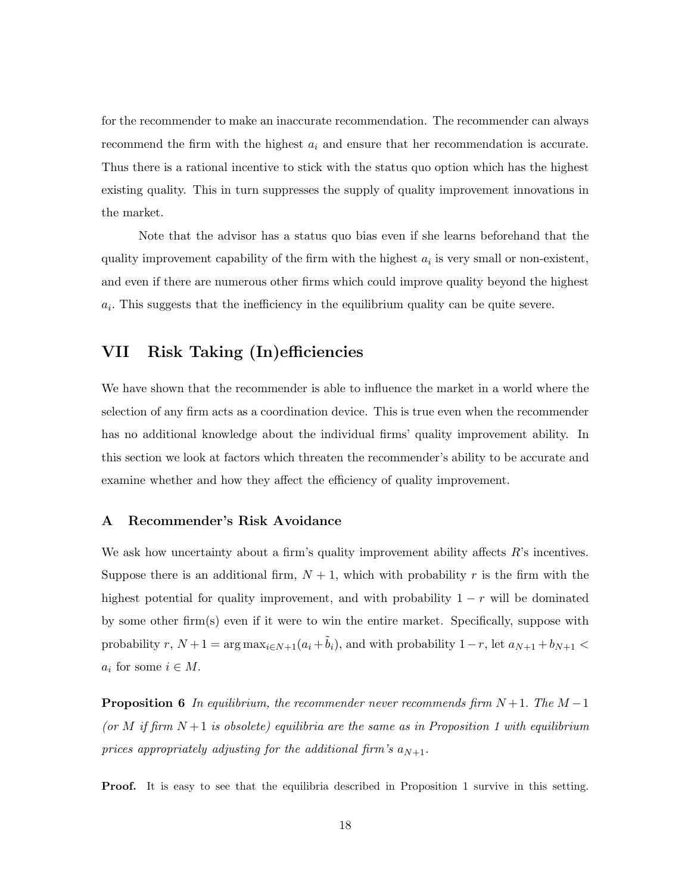for the recommender to make an inaccurate recommendation. The recommender can always recommend the firm with the highest $a_i$ and ensure that her recommendation is accurate. Thus there is a rational incentive to stick with the status quo option which has the highest existing quality. This in turn suppresses the supply of quality improvement innovations in the market.

Note that the advisor has a status quo bias even if she learns beforehand that the quality improvement capability of the firm with the highest $a_i$ is very small or non-existent, and even if there are numerous other firms which could improve quality beyond the highest $a_i$. This suggests that the inefficiency in the equilibrium quality can be quite severe.

# VII Risk Taking (In)efficiencies

We have shown that the recommender is able to influence the market in a world where the selection of any firm acts as a coordination device. This is true even when the recommender has no additional knowledge about the individual firms' quality improvement ability. In this section we look at factors which threaten the recommender's ability to be accurate and examine whether and how they affect the efficiency of quality improvement.

## A Recommender's Risk Avoidance

We ask how uncertainty about a firm's quality improvement ability affects $R$'s incentives. Suppose there is an additional firm, $N+1$, which with probability $r$ is the firm with the highest potential for quality improvement, and with probability $1-r$ will be dominated by some other firm(s) even if it were to win the entire market. Specifically, suppose with probability $r$, $N+1 = \arg\max_{i \in N+1}(a_i + \tilde{b}_i)$, and with probability $1-r$, let $a_{N+1} + b_{N+1} < a_i$ for some $i \in M$.

**Proposition 6** *In equilibrium, the recommender never recommends firm $N+1$. The $M-1$ (or $M$ if firm $N+1$ is obsolete) equilibria are the same as in Proposition 1 with equilibrium prices appropriately adjusting for the additional firm's $a_{N+1}$.*

**Proof.** It is easy to see that the equilibria described in Proposition 1 survive in this setting.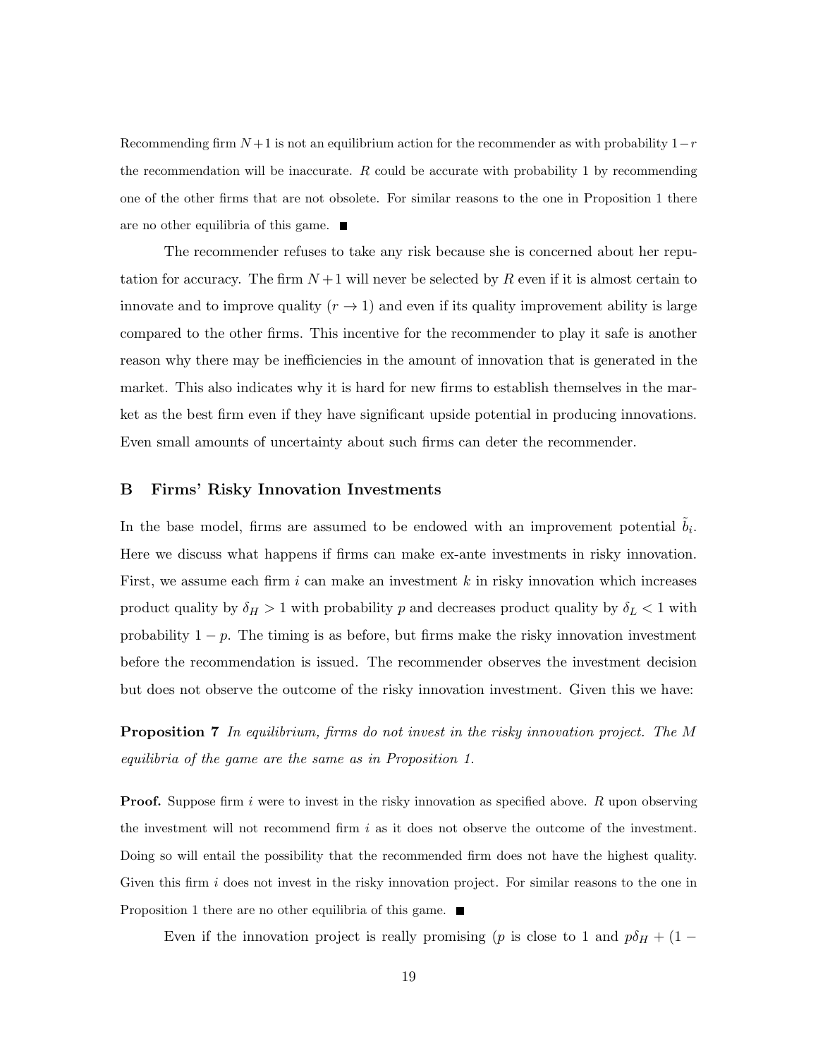Recommending firm $N+1$ is not an equilibrium action for the recommender as with probability $1-r$ the recommendation will be inaccurate. $R$ could be accurate with probability 1 by recommending one of the other firms that are not obsolete. For similar reasons to the one in Proposition 1 there are no other equilibria of this game. ■

The recommender refuses to take any risk because she is concerned about her reputation for accuracy. The firm $N+1$ will never be selected by $R$ even if it is almost certain to innovate and to improve quality ($r \to 1$) and even if its quality improvement ability is large compared to the other firms. This incentive for the recommender to play it safe is another reason why there may be inefficiencies in the amount of innovation that is generated in the market. This also indicates why it is hard for new firms to establish themselves in the market as the best firm even if they have significant upside potential in producing innovations. Even small amounts of uncertainty about such firms can deter the recommender.

## B Firms' Risky Innovation Investments

In the base model, firms are assumed to be endowed with an improvement potential $\tilde{b}_i$. Here we discuss what happens if firms can make ex-ante investments in risky innovation. First, we assume each firm $i$ can make an investment $k$ in risky innovation which increases product quality by $\delta_H > 1$ with probability $p$ and decreases product quality by $\delta_L < 1$ with probability $1-p$. The timing is as before, but firms make the risky innovation investment before the recommendation is issued. The recommender observes the investment decision but does not observe the outcome of the risky innovation investment. Given this we have:

**Proposition 7** *In equilibrium, firms do not invest in the risky innovation project. The $M$ equilibria of the game are the same as in Proposition 1.*

**Proof.** Suppose firm $i$ were to invest in the risky innovation as specified above. $R$ upon observing the investment will not recommend firm $i$ as it does not observe the outcome of the investment. Doing so will entail the possibility that the recommended firm does not have the highest quality. Given this firm $i$ does not invest in the risky innovation project. For similar reasons to the one in Proposition 1 there are no other equilibria of this game. ■

Even if the innovation project is really promising ($p$ is close to 1 and $p\delta_H + (1 -$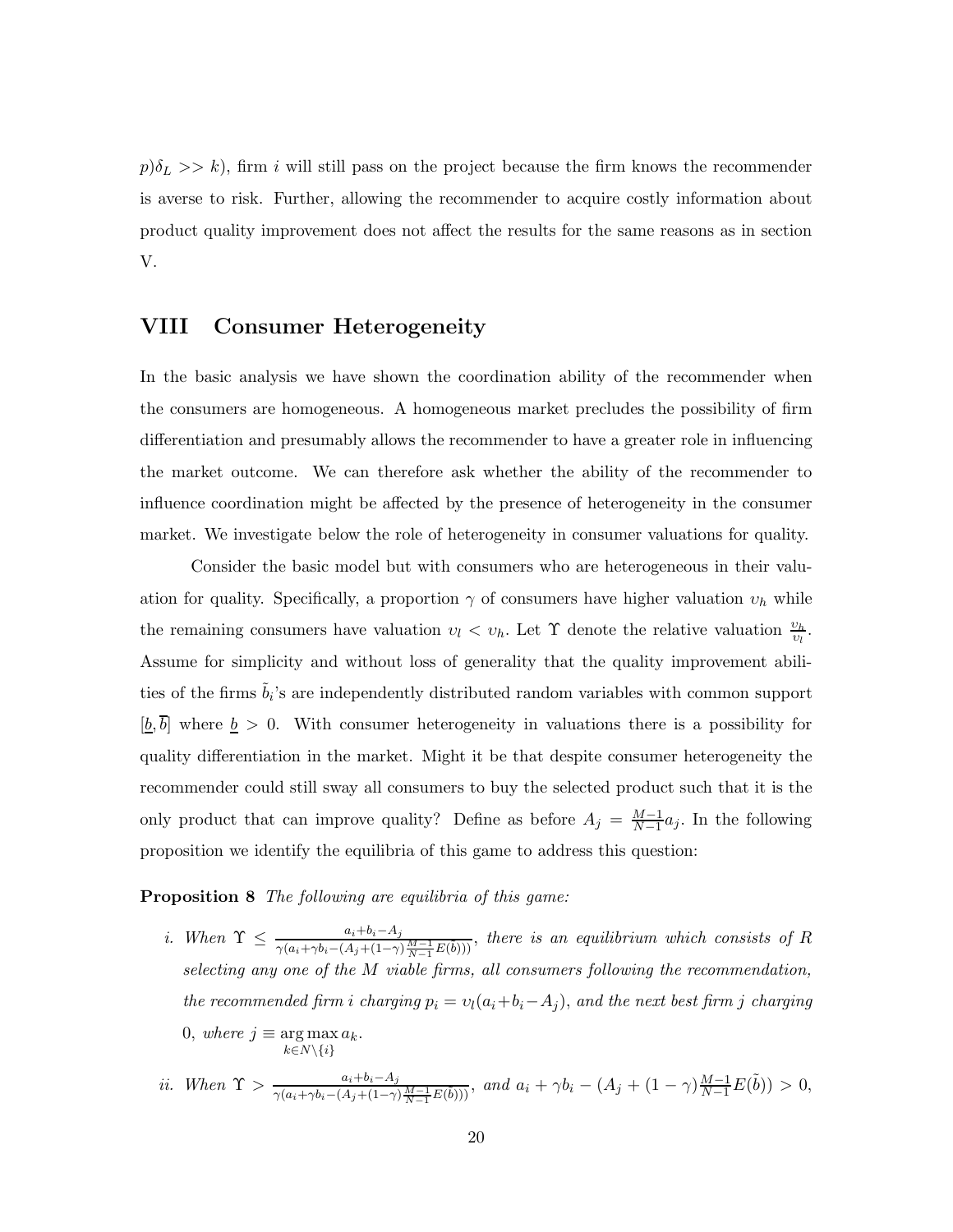$p)\delta_L >> k$), firm $i$ will still pass on the project because the firm knows the recommender is averse to risk. Further, allowing the recommender to acquire costly information about product quality improvement does not affect the results for the same reasons as in section V.

# VIII Consumer Heterogeneity

In the basic analysis we have shown the coordination ability of the recommender when the consumers are homogeneous. A homogeneous market precludes the possibility of firm differentiation and presumably allows the recommender to have a greater role in influencing the market outcome. We can therefore ask whether the ability of the recommender to influence coordination might be affected by the presence of heterogeneity in the consumer market. We investigate below the role of heterogeneity in consumer valuations for quality.

Consider the basic model but with consumers who are heterogeneous in their valuation for quality. Specifically, a proportion $\gamma$ of consumers have higher valuation $\upsilon_h$ while the remaining consumers have valuation $\upsilon_l < \upsilon_h$. Let $\Upsilon$ denote the relative valuation $\frac{\upsilon_h}{\upsilon_l}$. Assume for simplicity and without loss of generality that the quality improvement abilities of the firms $\tilde{b}_i$'s are independently distributed random variables with common support $[\underline{b}, \overline{b}]$ where $\underline{b} > 0$. With consumer heterogeneity in valuations there is a possibility for quality differentiation in the market. Might it be that despite consumer heterogeneity the recommender could still sway all consumers to buy the selected product such that it is the only product that can improve quality? Define as before $A_j = \frac{M-1}{N-1}a_j$. In the following proposition we identify the equilibria of this game to address this question:

**Proposition 8** *The following are equilibria of this game:*

*i. When* $\Upsilon \leq \frac{a_i+b_i-A_j}{\gamma(a_i+\gamma b_i-(A_j+(1-\gamma)\frac{M-1}{N-1}E(\tilde{b})))}$, *there is an equilibrium which consists of $R$ selecting any one of the $M$ viable firms, all consumers following the recommendation, the recommended firm $i$ charging $p_i = \upsilon_l(a_i+b_i-A_j)$, and the next best firm $j$ charging $0$, where* $j \equiv \underset{k\in N\backslash\{i\}}{\arg\max}\, a_k$.

*ii. When* $\Upsilon > \frac{a_i+b_i-A_j}{\gamma(a_i+\gamma b_i-(A_j+(1-\gamma)\frac{M-1}{N-1}E(\tilde{b})))}$, *and* $a_i + \gamma b_i - (A_j + (1-\gamma)\frac{M-1}{N-1}E(\tilde{b})) > 0$,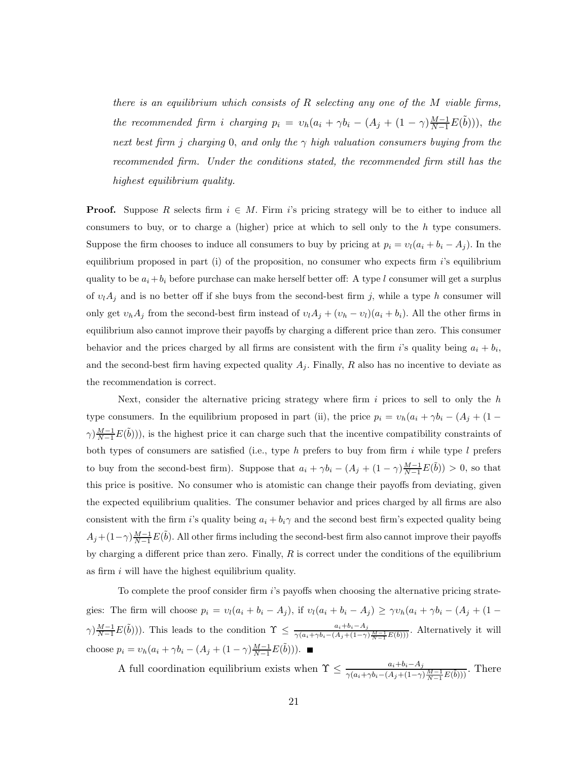*there is an equilibrium which consists of $R$ selecting any one of the $M$ viable firms, the recommended firm $i$ charging $p_i = \upsilon_h(a_i + \gamma b_i - (A_j + (1-\gamma)\frac{M-1}{N-1}E(\tilde{b})))$, the next best firm $j$ charging 0, and only the $\gamma$ high valuation consumers buying from the recommended firm. Under the conditions stated, the recommended firm still has the highest equilibrium quality.*

**Proof.** Suppose $R$ selects firm $i \in M$. Firm $i$'s pricing strategy will be to either to induce all consumers to buy, or to charge a (higher) price at which to sell only to the $h$ type consumers. Suppose the firm chooses to induce all consumers to buy by pricing at $p_i = \upsilon_l(a_i + b_i - A_j)$. In the equilibrium proposed in part (i) of the proposition, no consumer who expects firm $i$'s equilibrium quality to be $a_i + b_i$ before purchase can make herself better off: A type $l$ consumer will get a surplus of $\upsilon_l A_j$ and is no better off if she buys from the second-best firm $j$, while a type $h$ consumer will only get $\upsilon_h A_j$ from the second-best firm instead of $\upsilon_l A_j + (\upsilon_h - \upsilon_l)(a_i + b_i)$. All the other firms in equilibrium also cannot improve their payoffs by charging a different price than zero. This consumer behavior and the prices charged by all firms are consistent with the firm $i$'s quality being $a_i + b_i$, and the second-best firm having expected quality $A_j$. Finally, $R$ also has no incentive to deviate as the recommendation is correct.

Next, consider the alternative pricing strategy where firm $i$ prices to sell to only the $h$ type consumers. In the equilibrium proposed in part (ii), the price $p_i = \upsilon_h(a_i + \gamma b_i - (A_j + (1-\gamma)\frac{M-1}{N-1}E(\tilde{b})))$, is the highest price it can charge such that the incentive compatibility constraints of both types of consumers are satisfied (i.e., type $h$ prefers to buy from firm $i$ while type $l$ prefers to buy from the second-best firm). Suppose that $a_i + \gamma b_i - (A_j + (1-\gamma)\frac{M-1}{N-1}E(\tilde{b})) > 0$, so that this price is positive. No consumer who is atomistic can change their payoffs from deviating, given the expected equilibrium qualities. The consumer behavior and prices charged by all firms are also consistent with the firm $i$'s quality being $a_i + b_i\gamma$ and the second best firm's expected quality being $A_j + (1-\gamma)\frac{M-1}{N-1}E(\tilde{b})$. All other firms including the second-best firm also cannot improve their payoffs by charging a different price than zero. Finally, $R$ is correct under the conditions of the equilibrium as firm $i$ will have the highest equilibrium quality.

To complete the proof consider firm $i$'s payoffs when choosing the alternative pricing strategies: The firm will choose $p_i = \upsilon_l(a_i + b_i - A_j)$, if $\upsilon_l(a_i + b_i - A_j) \geq \gamma\upsilon_h(a_i + \gamma b_i - (A_j + (1-\gamma)\frac{M-1}{N-1}E(\tilde{b})))$. This leads to the condition $\Upsilon \leq \frac{a_i + b_i - A_j}{\gamma(a_i + \gamma b_i - (A_j + (1-\gamma)\frac{M-1}{N-1}E(\tilde{b})))}$. Alternatively it will choose $p_i = \upsilon_h(a_i + \gamma b_i - (A_j + (1-\gamma)\frac{M-1}{N-1}E(\tilde{b})))$. ■

A full coordination equilibrium exists when $\Upsilon \leq \frac{a_i + b_i - A_j}{\gamma(a_i + \gamma b_i - (A_j + (1-\gamma)\frac{M-1}{N-1}E(\tilde{b})))}$. There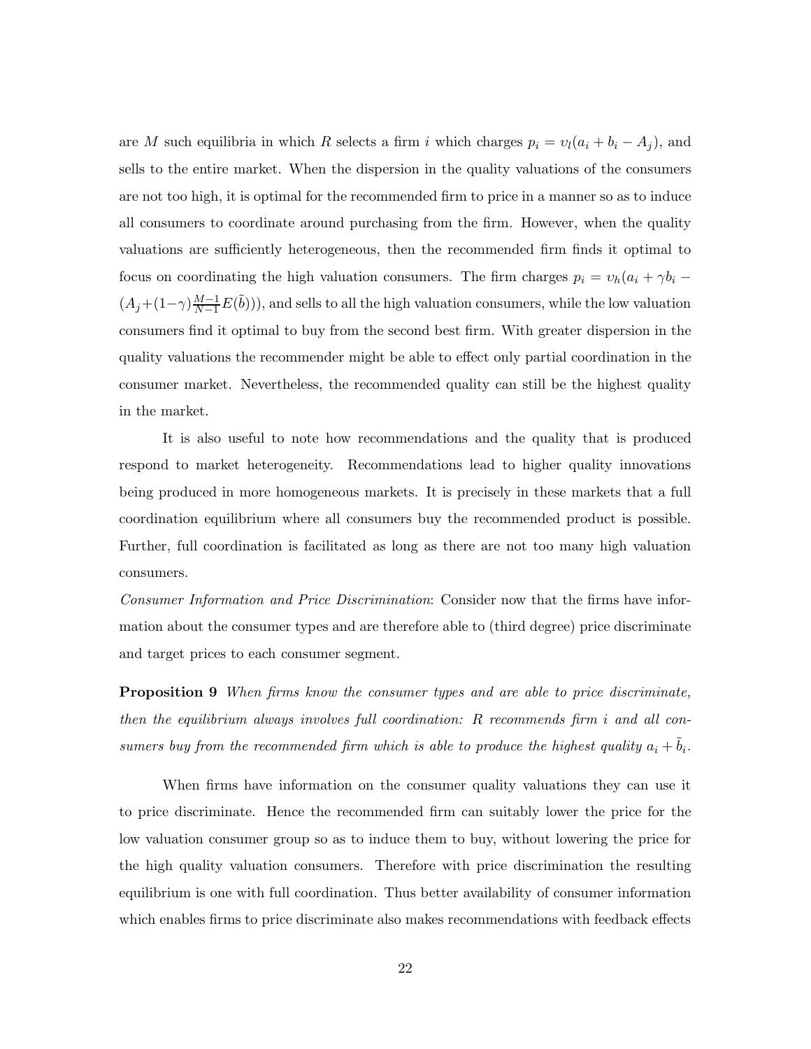are $M$ such equilibria in which $R$ selects a firm $i$ which charges $p_i = \upsilon_l(a_i + b_i - A_j)$, and sells to the entire market. When the dispersion in the quality valuations of the consumers are not too high, it is optimal for the recommended firm to price in a manner so as to induce all consumers to coordinate around purchasing from the firm. However, when the quality valuations are sufficiently heterogeneous, then the recommended firm finds it optimal to focus on coordinating the high valuation consumers. The firm charges $p_i = \upsilon_h(a_i + \gamma b_i - (A_j + (1-\gamma)\frac{M-1}{N-1}E(\tilde{b})))$, and sells to all the high valuation consumers, while the low valuation consumers find it optimal to buy from the second best firm. With greater dispersion in the quality valuations the recommender might be able to effect only partial coordination in the consumer market. Nevertheless, the recommended quality can still be the highest quality in the market.

It is also useful to note how recommendations and the quality that is produced respond to market heterogeneity. Recommendations lead to higher quality innovations being produced in more homogeneous markets. It is precisely in these markets that a full coordination equilibrium where all consumers buy the recommended product is possible. Further, full coordination is facilitated as long as there are not too many high valuation consumers.

*Consumer Information and Price Discrimination*: Consider now that the firms have information about the consumer types and are therefore able to (third degree) price discriminate and target prices to each consumer segment.

**Proposition 9** *When firms know the consumer types and are able to price discriminate, then the equilibrium always involves full coordination: $R$ recommends firm $i$ and all consumers buy from the recommended firm which is able to produce the highest quality $a_i + \tilde{b}_i$.*

When firms have information on the consumer quality valuations they can use it to price discriminate. Hence the recommended firm can suitably lower the price for the low valuation consumer group so as to induce them to buy, without lowering the price for the high quality valuation consumers. Therefore with price discrimination the resulting equilibrium is one with full coordination. Thus better availability of consumer information which enables firms to price discriminate also makes recommendations with feedback effects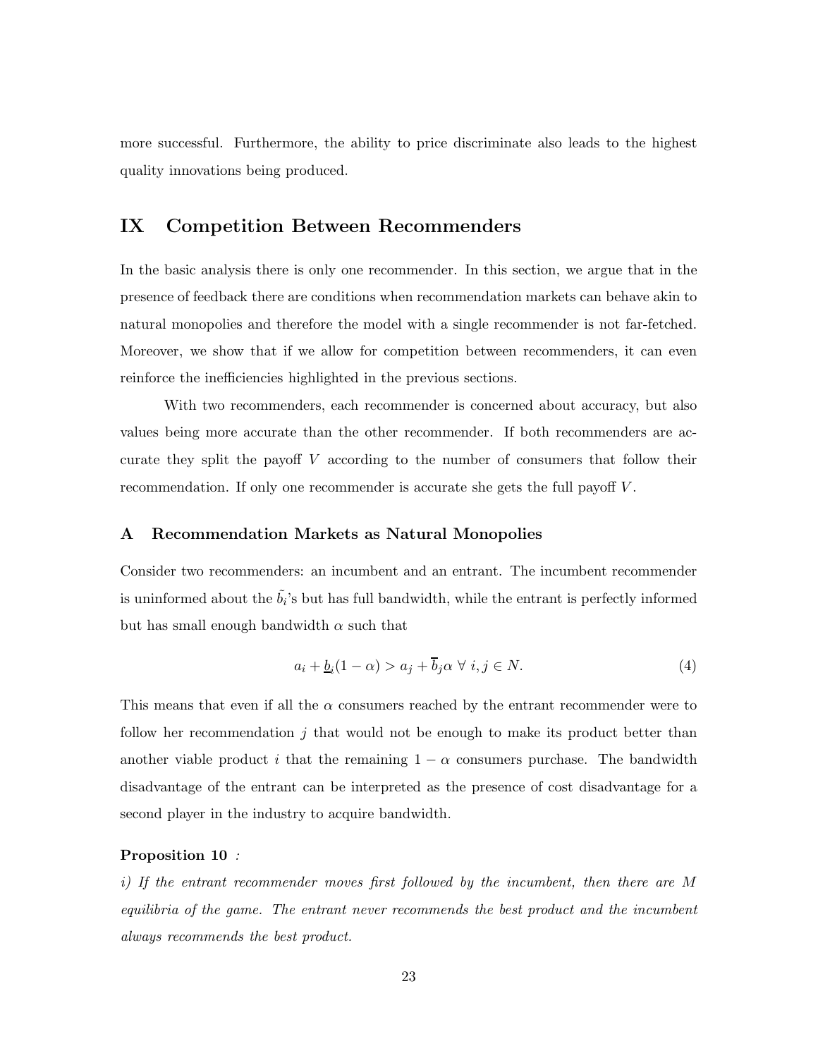more successful. Furthermore, the ability to price discriminate also leads to the highest quality innovations being produced.

# IX Competition Between Recommenders

In the basic analysis there is only one recommender. In this section, we argue that in the presence of feedback there are conditions when recommendation markets can behave akin to natural monopolies and therefore the model with a single recommender is not far-fetched. Moreover, we show that if we allow for competition between recommenders, it can even reinforce the inefficiencies highlighted in the previous sections.

With two recommenders, each recommender is concerned about accuracy, but also values being more accurate than the other recommender. If both recommenders are accurate they split the payoff $V$ according to the number of consumers that follow their recommendation. If only one recommender is accurate she gets the full payoff $V$.

## A Recommendation Markets as Natural Monopolies

Consider two recommenders: an incumbent and an entrant. The incumbent recommender is uninformed about the $\tilde{b}_i$'s but has full bandwidth, while the entrant is perfectly informed but has small enough bandwidth $\alpha$ such that

$$a_i + \underline{b}_i(1-\alpha) > a_j + \overline{b}_j\alpha \;\forall\; i, j \in N. \tag{4}$$

This means that even if all the $\alpha$ consumers reached by the entrant recommender were to follow her recommendation $j$ that would not be enough to make its product better than another viable product $i$ that the remaining $1-\alpha$ consumers purchase. The bandwidth disadvantage of the entrant can be interpreted as the presence of cost disadvantage for a second player in the industry to acquire bandwidth.

**Proposition 10** *:*

*i) If the entrant recommender moves first followed by the incumbent, then there are $M$ equilibria of the game. The entrant never recommends the best product and the incumbent always recommends the best product.*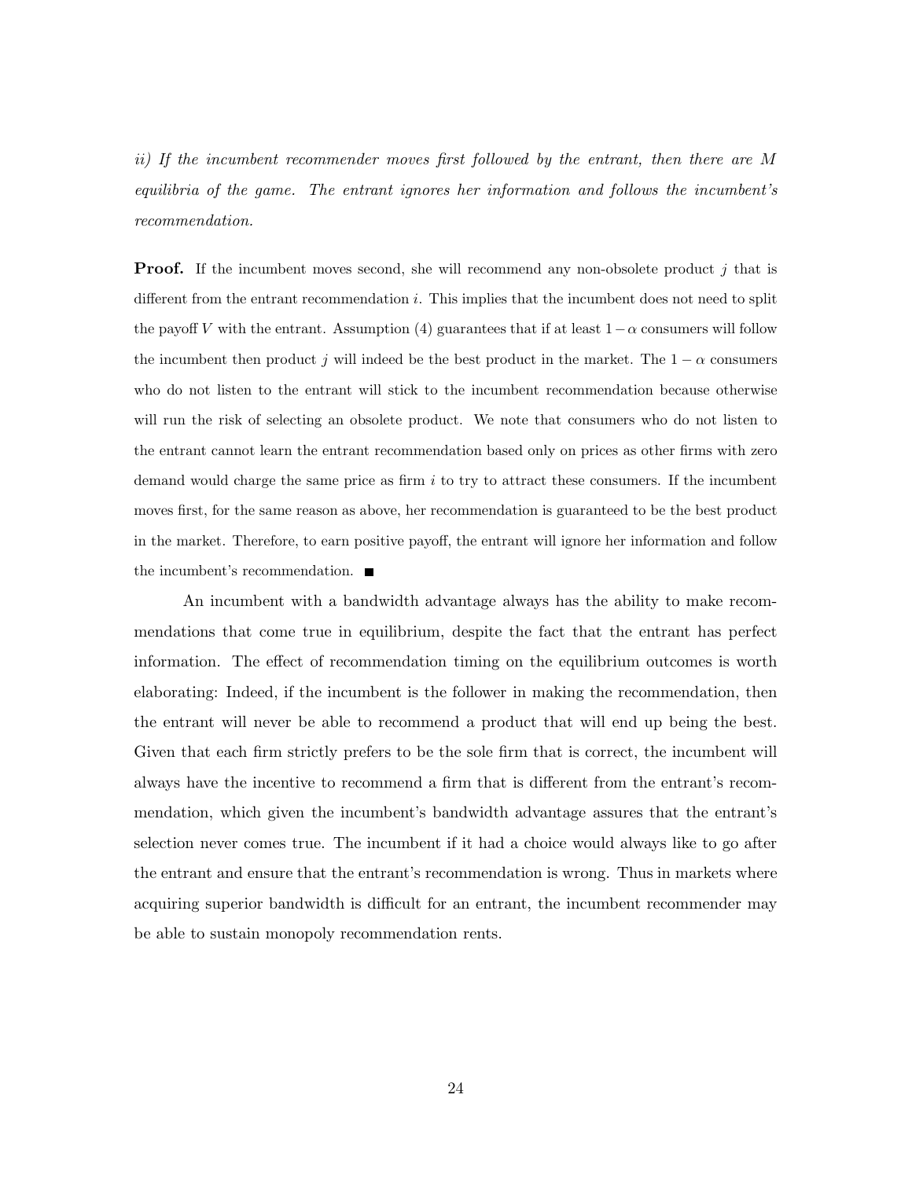*ii) If the incumbent recommender moves first followed by the entrant, then there are $M$ equilibria of the game. The entrant ignores her information and follows the incumbent's recommendation.*

**Proof.** If the incumbent moves second, she will recommend any non-obsolete product $j$ that is different from the entrant recommendation $i$. This implies that the incumbent does not need to split the payoff $V$ with the entrant. Assumption (4) guarantees that if at least $1-\alpha$ consumers will follow the incumbent then product $j$ will indeed be the best product in the market. The $1-\alpha$ consumers who do not listen to the entrant will stick to the incumbent recommendation because otherwise will run the risk of selecting an obsolete product. We note that consumers who do not listen to the entrant cannot learn the entrant recommendation based only on prices as other firms with zero demand would charge the same price as firm $i$ to try to attract these consumers. If the incumbent moves first, for the same reason as above, her recommendation is guaranteed to be the best product in the market. Therefore, to earn positive payoff, the entrant will ignore her information and follow the incumbent's recommendation. ■

An incumbent with a bandwidth advantage always has the ability to make recommendations that come true in equilibrium, despite the fact that the entrant has perfect information. The effect of recommendation timing on the equilibrium outcomes is worth elaborating: Indeed, if the incumbent is the follower in making the recommendation, then the entrant will never be able to recommend a product that will end up being the best. Given that each firm strictly prefers to be the sole firm that is correct, the incumbent will always have the incentive to recommend a firm that is different from the entrant's recommendation, which given the incumbent's bandwidth advantage assures that the entrant's selection never comes true. The incumbent if it had a choice would always like to go after the entrant and ensure that the entrant's recommendation is wrong. Thus in markets where acquiring superior bandwidth is difficult for an entrant, the incumbent recommender may be able to sustain monopoly recommendation rents.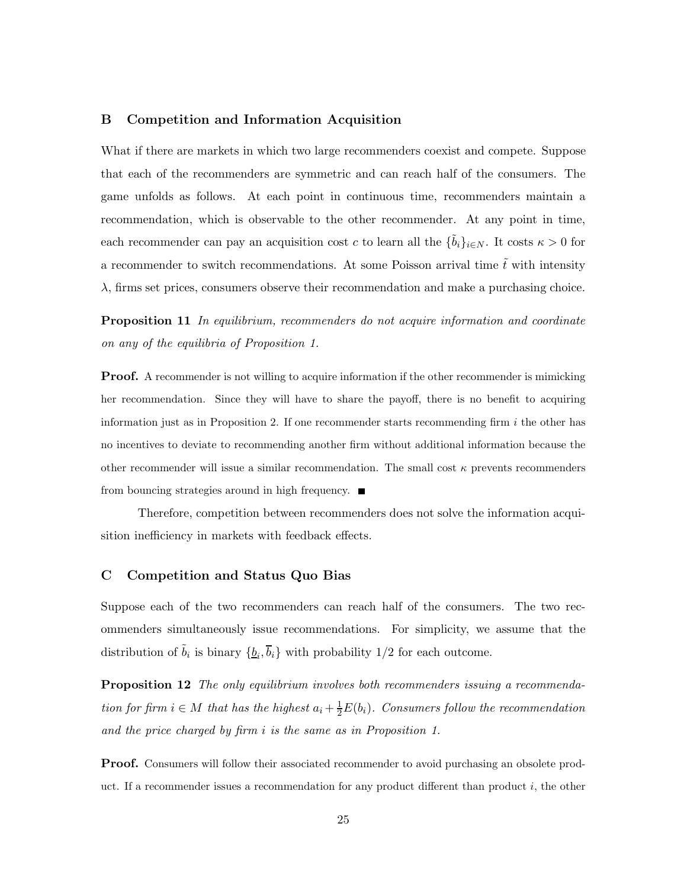## B Competition and Information Acquisition

What if there are markets in which two large recommenders coexist and compete. Suppose that each of the recommenders are symmetric and can reach half of the consumers. The game unfolds as follows. At each point in continuous time, recommenders maintain a recommendation, which is observable to the other recommender. At any point in time, each recommender can pay an acquisition cost $c$ to learn all the $\{\tilde{b}_i\}_{i \in N}$. It costs $\kappa > 0$ for a recommender to switch recommendations. At some Poisson arrival time $\tilde{t}$ with intensity $\lambda$, firms set prices, consumers observe their recommendation and make a purchasing choice.

**Proposition 11** *In equilibrium, recommenders do not acquire information and coordinate on any of the equilibria of Proposition 1.*

**Proof.** A recommender is not willing to acquire information if the other recommender is mimicking her recommendation. Since they will have to share the payoff, there is no benefit to acquiring information just as in Proposition 2. If one recommender starts recommending firm $i$ the other has no incentives to deviate to recommending another firm without additional information because the other recommender will issue a similar recommendation. The small cost $\kappa$ prevents recommenders from bouncing strategies around in high frequency. ■

Therefore, competition between recommenders does not solve the information acquisition inefficiency in markets with feedback effects.

## C Competition and Status Quo Bias

Suppose each of the two recommenders can reach half of the consumers. The two recommenders simultaneously issue recommendations. For simplicity, we assume that the distribution of $\tilde{b}_i$ is binary $\{\underline{b}_i, \overline{b}_i\}$ with probability 1/2 for each outcome.

**Proposition 12** *The only equilibrium involves both recommenders issuing a recommendation for firm $i \in M$ that has the highest $a_i + \frac{1}{2}E(b_i)$. Consumers follow the recommendation and the price charged by firm $i$ is the same as in Proposition 1.*

**Proof.** Consumers will follow their associated recommender to avoid purchasing an obsolete product. If a recommender issues a recommendation for any product different than product $i$, the other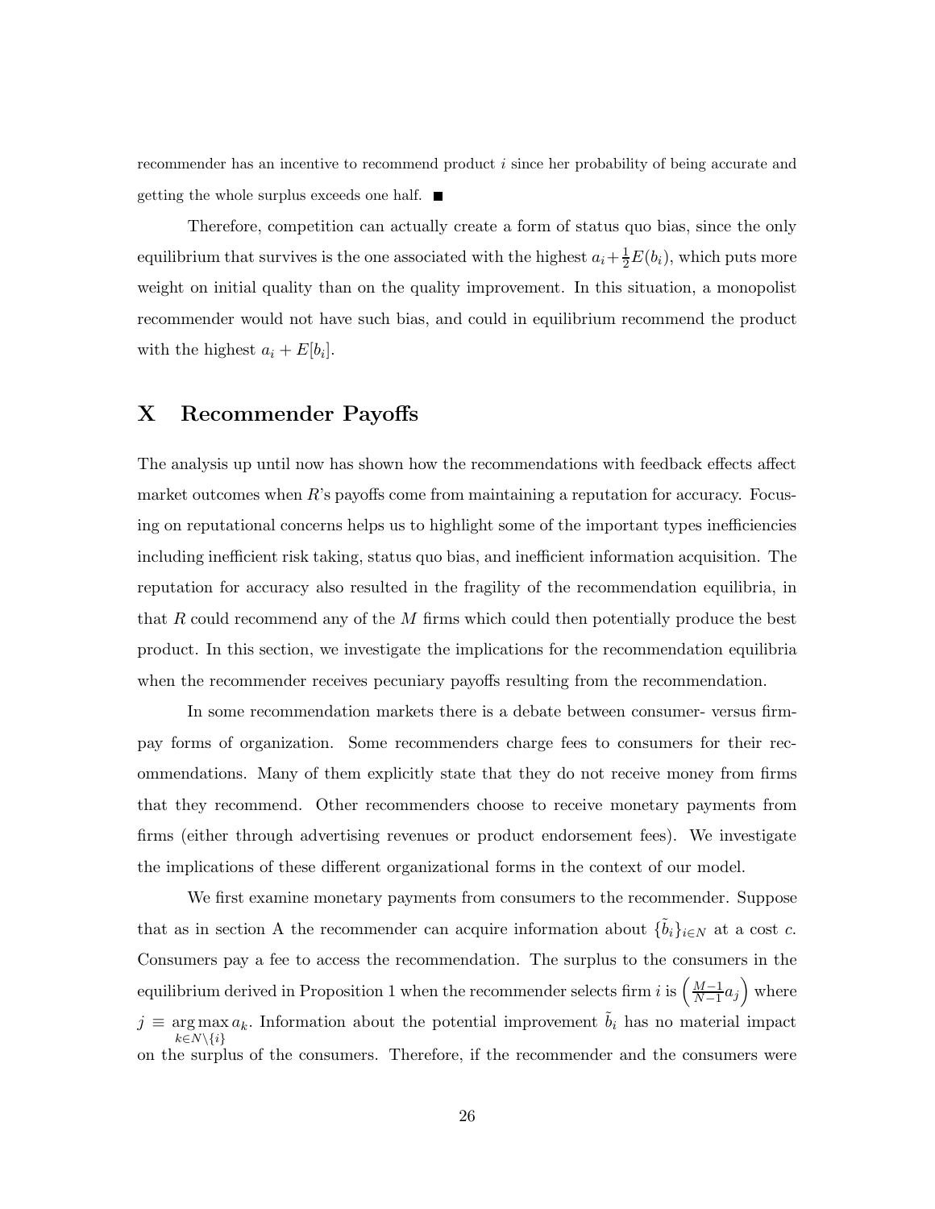recommender has an incentive to recommend product $i$ since her probability of being accurate and getting the whole surplus exceeds one half. ■

Therefore, competition can actually create a form of status quo bias, since the only equilibrium that survives is the one associated with the highest $a_i + \frac{1}{2}E(b_i)$, which puts more weight on initial quality than on the quality improvement. In this situation, a monopolist recommender would not have such bias, and could in equilibrium recommend the product with the highest $a_i + E[b_i]$.

# X Recommender Payoffs

The analysis up until now has shown how the recommendations with feedback effects affect market outcomes when $R$'s payoffs come from maintaining a reputation for accuracy. Focusing on reputational concerns helps us to highlight some of the important types inefficiencies including inefficient risk taking, status quo bias, and inefficient information acquisition. The reputation for accuracy also resulted in the fragility of the recommendation equilibria, in that $R$ could recommend any of the $M$ firms which could then potentially produce the best product. In this section, we investigate the implications for the recommendation equilibria when the recommender receives pecuniary payoffs resulting from the recommendation.

In some recommendation markets there is a debate between consumer- versus firm-pay forms of organization. Some recommenders charge fees to consumers for their recommendations. Many of them explicitly state that they do not receive money from firms that they recommend. Other recommenders choose to receive monetary payments from firms (either through advertising revenues or product endorsement fees). We investigate the implications of these different organizational forms in the context of our model.

We first examine monetary payments from consumers to the recommender. Suppose that as in section A the recommender can acquire information about $\{\tilde{b}_i\}_{i \in N}$ at a cost $c$. Consumers pay a fee to access the recommendation. The surplus to the consumers in the equilibrium derived in Proposition 1 when the recommender selects firm $i$ is $\left(\frac{M-1}{N-1}a_j\right)$ where $j \equiv \underset{k \in N \setminus \{i\}}{\arg\max}\, a_k$. Information about the potential improvement $\tilde{b}_i$ has no material impact on the surplus of the consumers. Therefore, if the recommender and the consumers were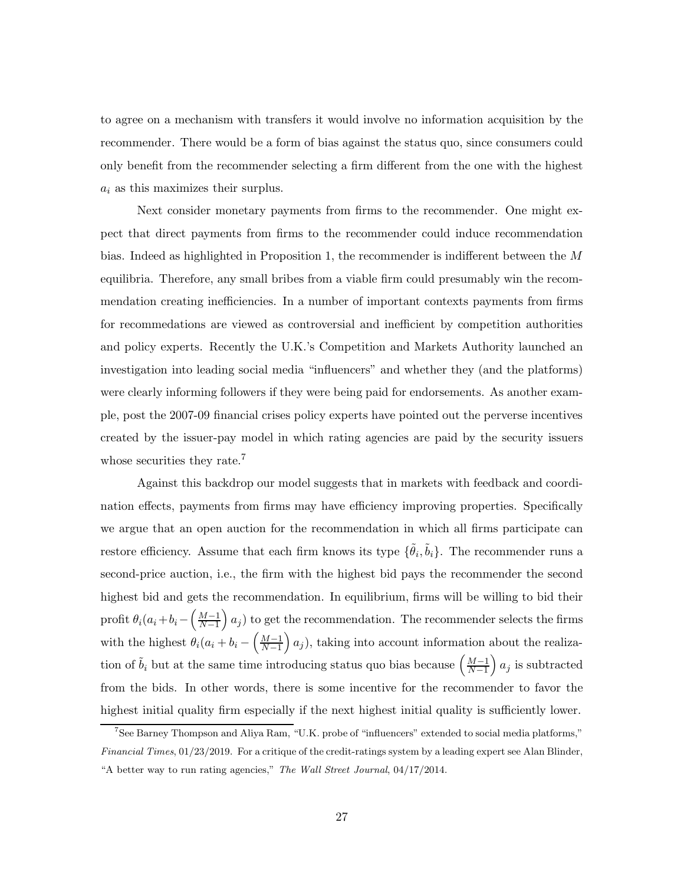to agree on a mechanism with transfers it would involve no information acquisition by the recommender. There would be a form of bias against the status quo, since consumers could only benefit from the recommender selecting a firm different from the one with the highest $a_i$ as this maximizes their surplus.

Next consider monetary payments from firms to the recommender. One might expect that direct payments from firms to the recommender could induce recommendation bias. Indeed as highlighted in Proposition 1, the recommender is indifferent between the $M$ equilibria. Therefore, any small bribes from a viable firm could presumably win the recommendation creating inefficiencies. In a number of important contexts payments from firms for recommedations are viewed as controversial and inefficient by competition authorities and policy experts. Recently the U.K.'s Competition and Markets Authority launched an investigation into leading social media "influencers" and whether they (and the platforms) were clearly informing followers if they were being paid for endorsements. As another example, post the 2007-09 financial crises policy experts have pointed out the perverse incentives created by the issuer-pay model in which rating agencies are paid by the security issuers whose securities they rate.[7]

Against this backdrop our model suggests that in markets with feedback and coordination effects, payments from firms may have efficiency improving properties. Specifically we argue that an open auction for the recommendation in which all firms participate can restore efficiency. Assume that each firm knows its type $\{\tilde{\theta}_i, \tilde{b}_i\}$. The recommender runs a second-price auction, i.e., the firm with the highest bid pays the recommender the second highest bid and gets the recommendation. In equilibrium, firms will be willing to bid their profit $\theta_i(a_i + b_i - \left(\frac{M-1}{N-1}\right) a_j)$ to get the recommendation. The recommender selects the firms with the highest $\theta_i(a_i + b_i - \left(\frac{M-1}{N-1}\right) a_j)$, taking into account information about the realization of $\tilde{b}_i$ but at the same time introducing status quo bias because $\left(\frac{M-1}{N-1}\right) a_j$ is subtracted from the bids. In other words, there is some incentive for the recommender to favor the highest initial quality firm especially if the next highest initial quality is sufficiently lower.

[7] See Barney Thompson and Aliya Ram, "U.K. probe of "influencers" extended to social media platforms," *Financial Times*, 01/23/2019. For a critique of the credit-ratings system by a leading expert see Alan Blinder, "A better way to run rating agencies," *The Wall Street Journal*, 04/17/2014.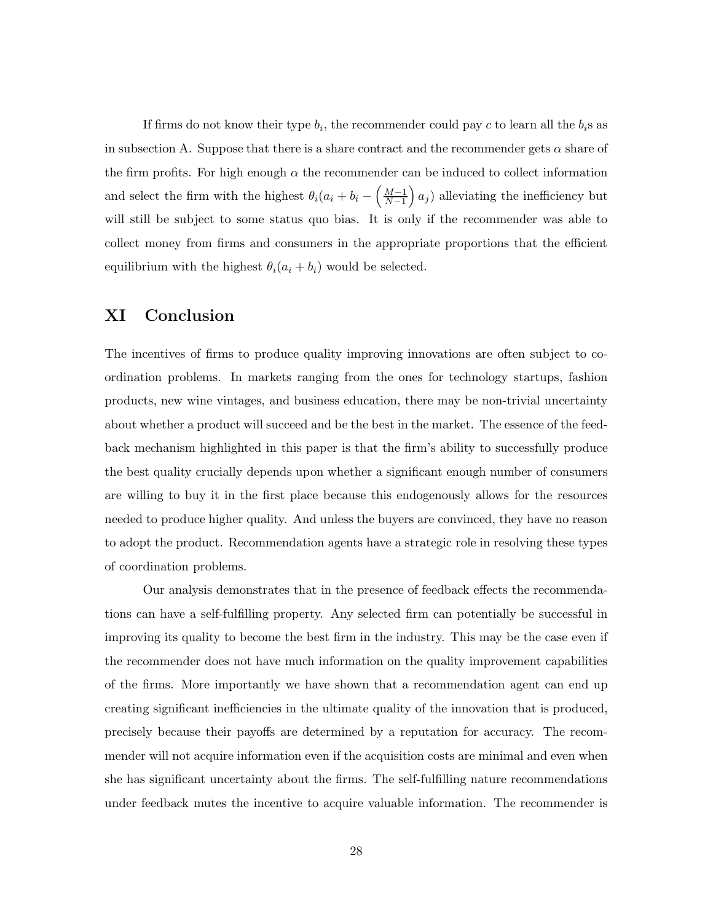If firms do not know their type $b_i$, the recommender could pay $c$ to learn all the $b_i$s as in subsection A. Suppose that there is a share contract and the recommender gets $\alpha$ share of the firm profits. For high enough $\alpha$ the recommender can be induced to collect information and select the firm with the highest $\theta_i(a_i + b_i - \left(\frac{M-1}{N-1}\right) a_j)$ alleviating the inefficiency but will still be subject to some status quo bias. It is only if the recommender was able to collect money from firms and consumers in the appropriate proportions that the efficient equilibrium with the highest $\theta_i(a_i + b_i)$ would be selected.

# XI Conclusion

The incentives of firms to produce quality improving innovations are often subject to coordination problems. In markets ranging from the ones for technology startups, fashion products, new wine vintages, and business education, there may be non-trivial uncertainty about whether a product will succeed and be the best in the market. The essence of the feedback mechanism highlighted in this paper is that the firm's ability to successfully produce the best quality crucially depends upon whether a significant enough number of consumers are willing to buy it in the first place because this endogenously allows for the resources needed to produce higher quality. And unless the buyers are convinced, they have no reason to adopt the product. Recommendation agents have a strategic role in resolving these types of coordination problems.

Our analysis demonstrates that in the presence of feedback effects the recommendations can have a self-fulfilling property. Any selected firm can potentially be successful in improving its quality to become the best firm in the industry. This may be the case even if the recommender does not have much information on the quality improvement capabilities of the firms. More importantly we have shown that a recommendation agent can end up creating significant inefficiencies in the ultimate quality of the innovation that is produced, precisely because their payoffs are determined by a reputation for accuracy. The recommender will not acquire information even if the acquisition costs are minimal and even when she has significant uncertainty about the firms. The self-fulfilling nature recommendations under feedback mutes the incentive to acquire valuable information. The recommender is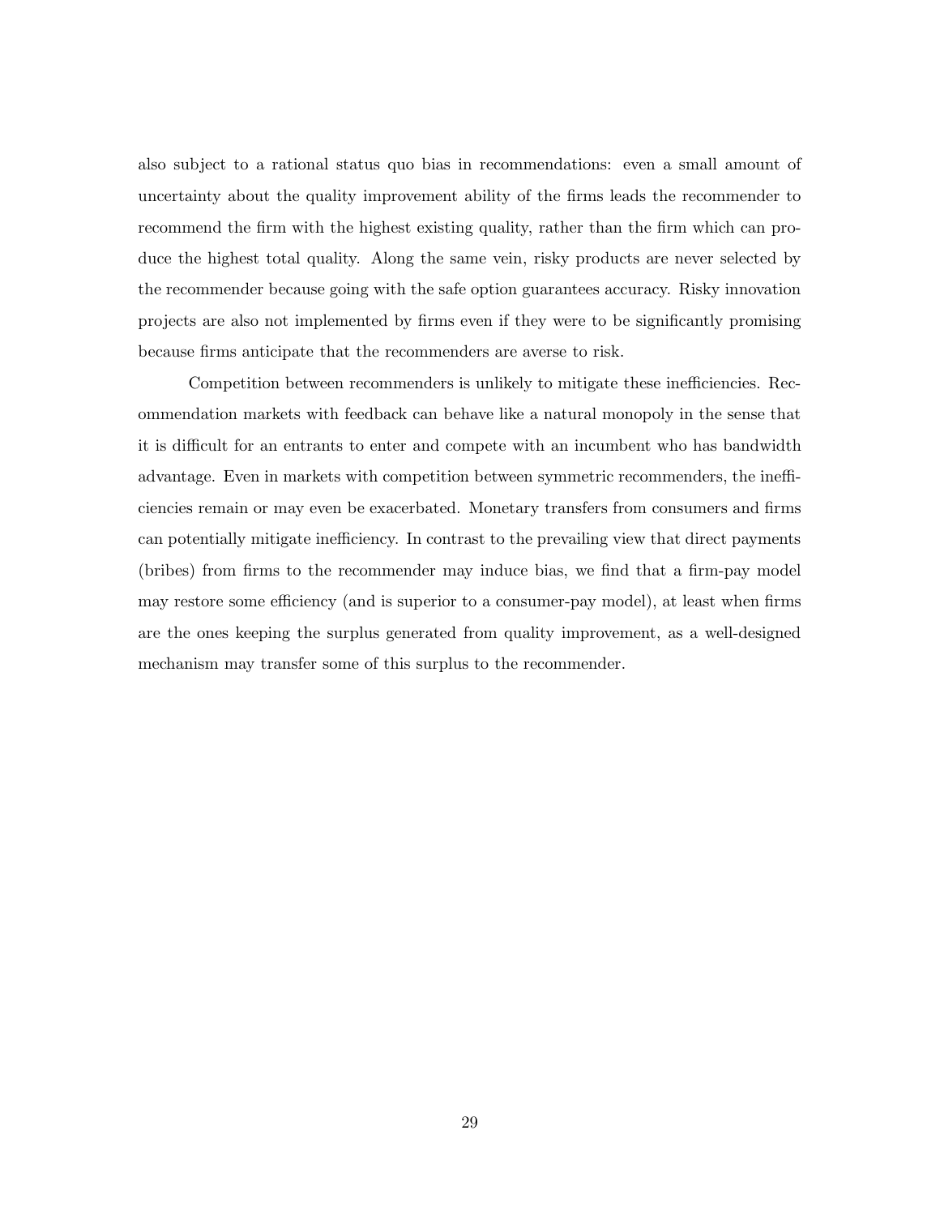also subject to a rational status quo bias in recommendations: even a small amount of uncertainty about the quality improvement ability of the firms leads the recommender to recommend the firm with the highest existing quality, rather than the firm which can produce the highest total quality. Along the same vein, risky products are never selected by the recommender because going with the safe option guarantees accuracy. Risky innovation projects are also not implemented by firms even if they were to be significantly promising because firms anticipate that the recommenders are averse to risk.

Competition between recommenders is unlikely to mitigate these inefficiencies. Recommendation markets with feedback can behave like a natural monopoly in the sense that it is difficult for an entrants to enter and compete with an incumbent who has bandwidth advantage. Even in markets with competition between symmetric recommenders, the inefficiencies remain or may even be exacerbated. Monetary transfers from consumers and firms can potentially mitigate inefficiency. In contrast to the prevailing view that direct payments (bribes) from firms to the recommender may induce bias, we find that a firm-pay model may restore some efficiency (and is superior to a consumer-pay model), at least when firms are the ones keeping the surplus generated from quality improvement, as a well-designed mechanism may transfer some of this surplus to the recommender.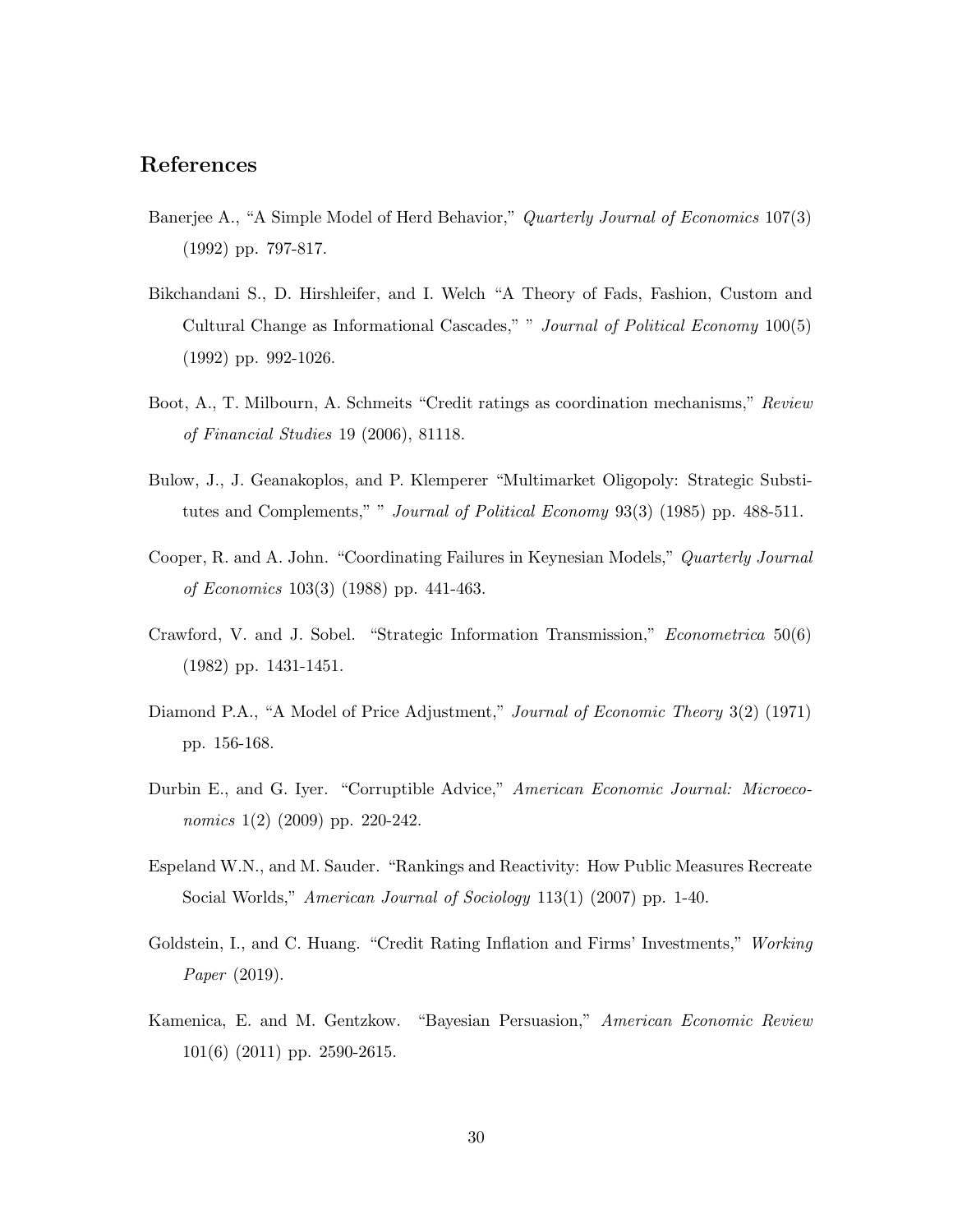## References

Banerjee A., "A Simple Model of Herd Behavior," *Quarterly Journal of Economics* 107(3) (1992) pp. 797-817.

Bikchandani S., D. Hirshleifer, and I. Welch "A Theory of Fads, Fashion, Custom and Cultural Change as Informational Cascades," " *Journal of Political Economy* 100(5) (1992) pp. 992-1026.

Boot, A., T. Milbourn, A. Schmeits "Credit ratings as coordination mechanisms," *Review of Financial Studies* 19 (2006), 81118.

Bulow, J., J. Geanakoplos, and P. Klemperer "Multimarket Oligopoly: Strategic Substitutes and Complements," " *Journal of Political Economy* 93(3) (1985) pp. 488-511.

Cooper, R. and A. John. "Coordinating Failures in Keynesian Models," *Quarterly Journal of Economics* 103(3) (1988) pp. 441-463.

Crawford, V. and J. Sobel. "Strategic Information Transmission," *Econometrica* 50(6) (1982) pp. 1431-1451.

Diamond P.A., "A Model of Price Adjustment," *Journal of Economic Theory* 3(2) (1971) pp. 156-168.

Durbin E., and G. Iyer. "Corruptible Advice," *American Economic Journal: Microeconomics* 1(2) (2009) pp. 220-242.

Espeland W.N., and M. Sauder. "Rankings and Reactivity: How Public Measures Recreate Social Worlds," *American Journal of Sociology* 113(1) (2007) pp. 1-40.

Goldstein, I., and C. Huang. "Credit Rating Inflation and Firms' Investments," *Working Paper* (2019).

Kamenica, E. and M. Gentzkow. "Bayesian Persuasion," *American Economic Review* 101(6) (2011) pp. 2590-2615.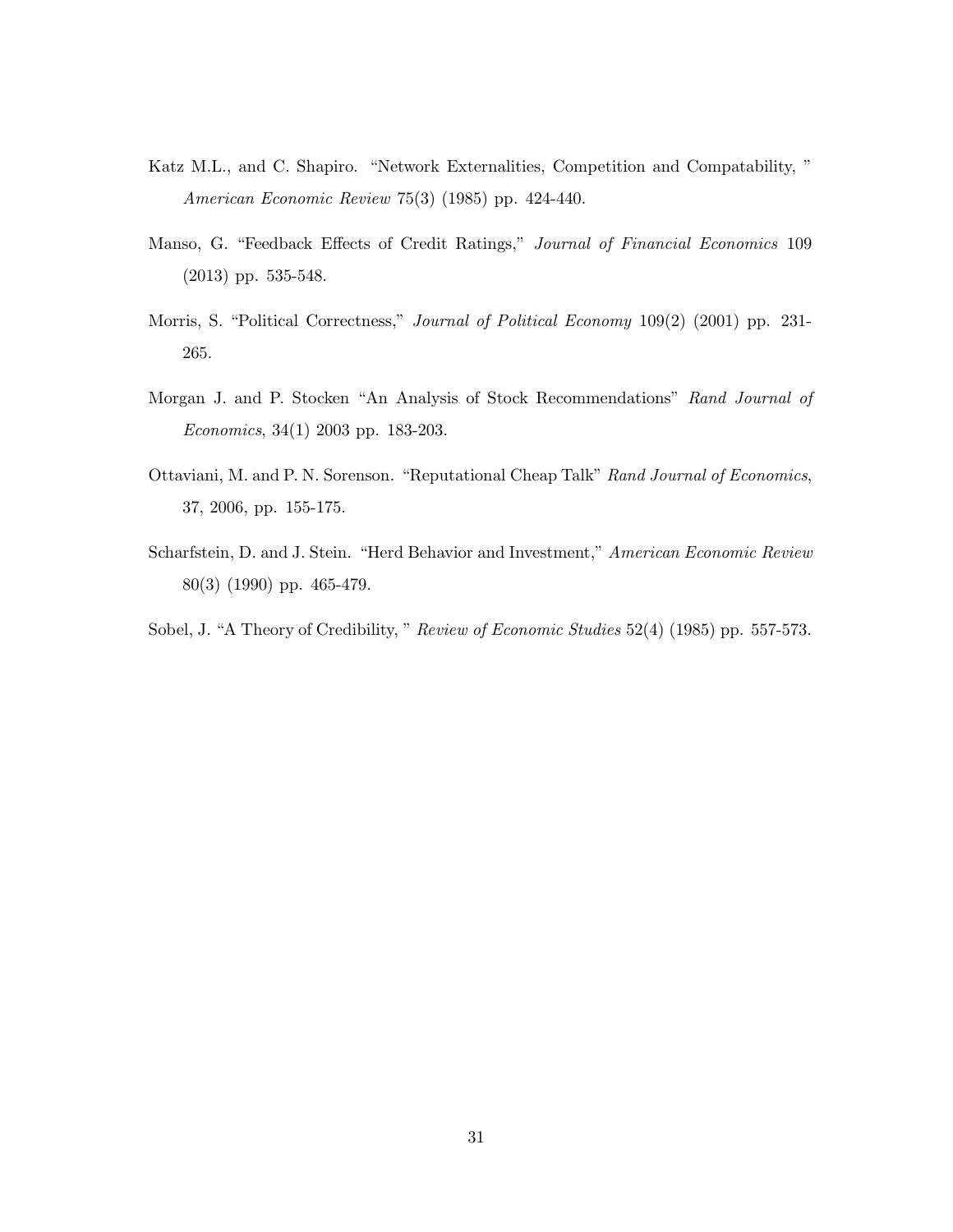Katz M.L., and C. Shapiro. "Network Externalities, Competition and Compatability, " *American Economic Review* 75(3) (1985) pp. 424-440.

Manso, G. "Feedback Effects of Credit Ratings," *Journal of Financial Economics* 109 (2013) pp. 535-548.

Morris, S. "Political Correctness," *Journal of Political Economy* 109(2) (2001) pp. 231-265.

Morgan J. and P. Stocken "An Analysis of Stock Recommendations" *Rand Journal of Economics*, 34(1) 2003 pp. 183-203.

Ottaviani, M. and P. N. Sorenson. "Reputational Cheap Talk" *Rand Journal of Economics*, 37, 2006, pp. 155-175.

Scharfstein, D. and J. Stein. "Herd Behavior and Investment," *American Economic Review* 80(3) (1990) pp. 465-479.

Sobel, J. "A Theory of Credibility, " *Review of Economic Studies* 52(4) (1985) pp. 557-573.